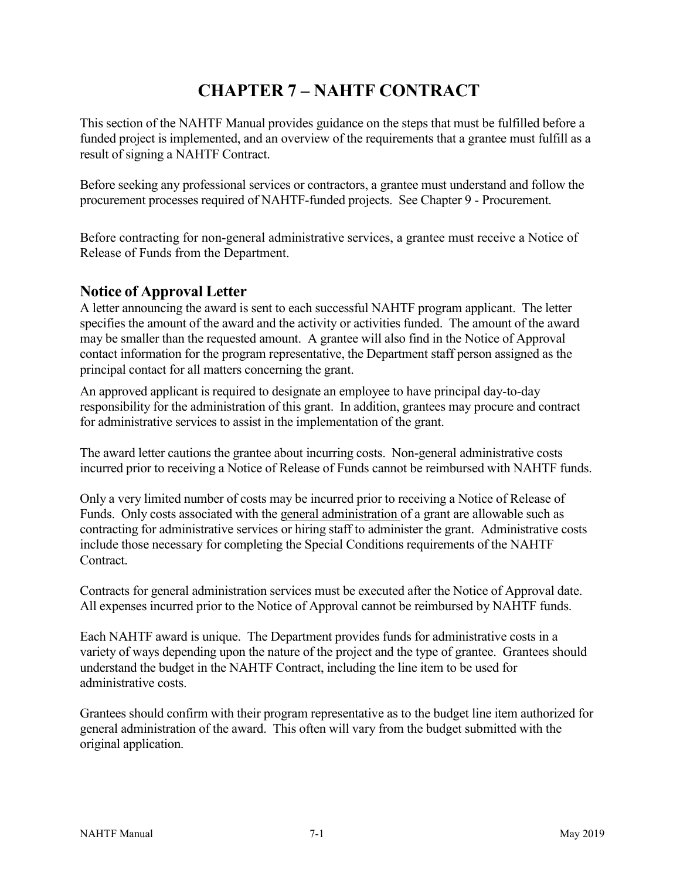# CHAPTER 7 – NAHTF CONTRACT

This section of the NAHTF Manual provides guidance on the steps that must be fulfilled before a funded project is implemented, and an overview of the requirements that a grantee must fulfill as a result of signing a NAHTF Contract.

Before seeking any professional services or contractors, a grantee must understand and follow the procurement processes required of NAHTF-funded projects. See Chapter 9 - Procurement.

Before contracting for non-general administrative services, a grantee must receive a Notice of Release of Funds from the Department.

## Notice of Approval Letter

A letter announcing the award is sent to each successful NAHTF program applicant. The letter specifies the amount of the award and the activity or activities funded. The amount of the award may be smaller than the requested amount. A grantee will also find in the Notice of Approval contact information for the program representative, the Department staff person assigned as the principal contact for all matters concerning the grant.

An approved applicant is required to designate an employee to have principal day-to-day responsibility for the administration of this grant. In addition, grantees may procure and contract for administrative services to assist in the implementation of the grant.

The award letter cautions the grantee about incurring costs. Non-general administrative costs incurred prior to receiving a Notice of Release of Funds cannot be reimbursed with NAHTF funds.

Only a very limited number of costs may be incurred prior to receiving a Notice of Release of Funds. Only costs associated with the general administration of a grant are allowable such as contracting for administrative services or hiring staff to administer the grant. Administrative costs include those necessary for completing the Special Conditions requirements of the NAHTF Contract.

Contracts for general administration services must be executed after the Notice of Approval date. All expenses incurred prior to the Notice of Approval cannot be reimbursed by NAHTF funds.

Each NAHTF award is unique. The Department provides funds for administrative costs in a variety of ways depending upon the nature of the project and the type of grantee. Grantees should understand the budget in the NAHTF Contract, including the line item to be used for administrative costs.

Grantees should confirm with their program representative as to the budget line item authorized for general administration of the award. This often will vary from the budget submitted with the original application.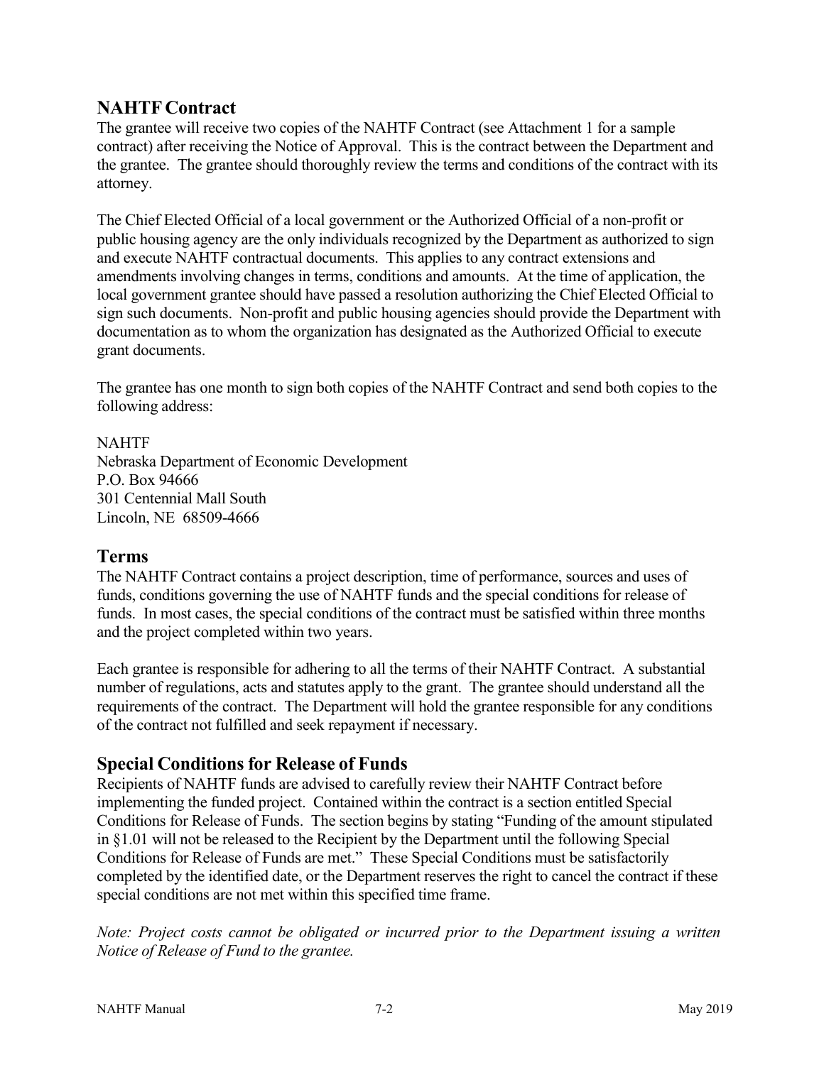## NAHTF Contract

The grantee will receive two copies of the NAHTF Contract (see Attachment 1 for a sample contract) after receiving the Notice of Approval. This is the contract between the Department and the grantee. The grantee should thoroughly review the terms and conditions of the contract with its attorney.

The Chief Elected Official of a local government or the Authorized Official of a non-profit or public housing agency are the only individuals recognized by the Department as authorized to sign and execute NAHTF contractual documents. This applies to any contract extensions and amendments involving changes in terms, conditions and amounts. At the time of application, the local government grantee should have passed a resolution authorizing the Chief Elected Official to sign such documents. Non-profit and public housing agencies should provide the Department with documentation as to whom the organization has designated as the Authorized Official to execute grant documents.

The grantee has one month to sign both copies of the NAHTF Contract and send both copies to the following address:

NAHTF
Nebraska Department of Economic Development
P.O. Box 94666
301 Centennial Mall South
Lincoln, NE 68509-4666

## Terms

The NAHTF Contract contains a project description, time of performance, sources and uses of funds, conditions governing the use of NAHTF funds and the special conditions for release of funds. In most cases, the special conditions of the contract must be satisfied within three months and the project completed within two years.

Each grantee is responsible for adhering to all the terms of their NAHTF Contract. A substantial number of regulations, acts and statutes apply to the grant. The grantee should understand all the requirements of the contract. The Department will hold the grantee responsible for any conditions of the contract not fulfilled and seek repayment if necessary.

## Special Conditions for Release of Funds

Recipients of NAHTF funds are advised to carefully review their NAHTF Contract before implementing the funded project. Contained within the contract is a section entitled Special Conditions for Release of Funds. The section begins by stating "Funding of the amount stipulated in §1.01 will not be released to the Recipient by the Department until the following Special Conditions for Release of Funds are met." These Special Conditions must be satisfactorily completed by the identified date, or the Department reserves the right to cancel the contract if these special conditions are not met within this specified time frame.

*Note: Project costs cannot be obligated or incurred prior to the Department issuing a written Notice of Release of Fund to the grantee.*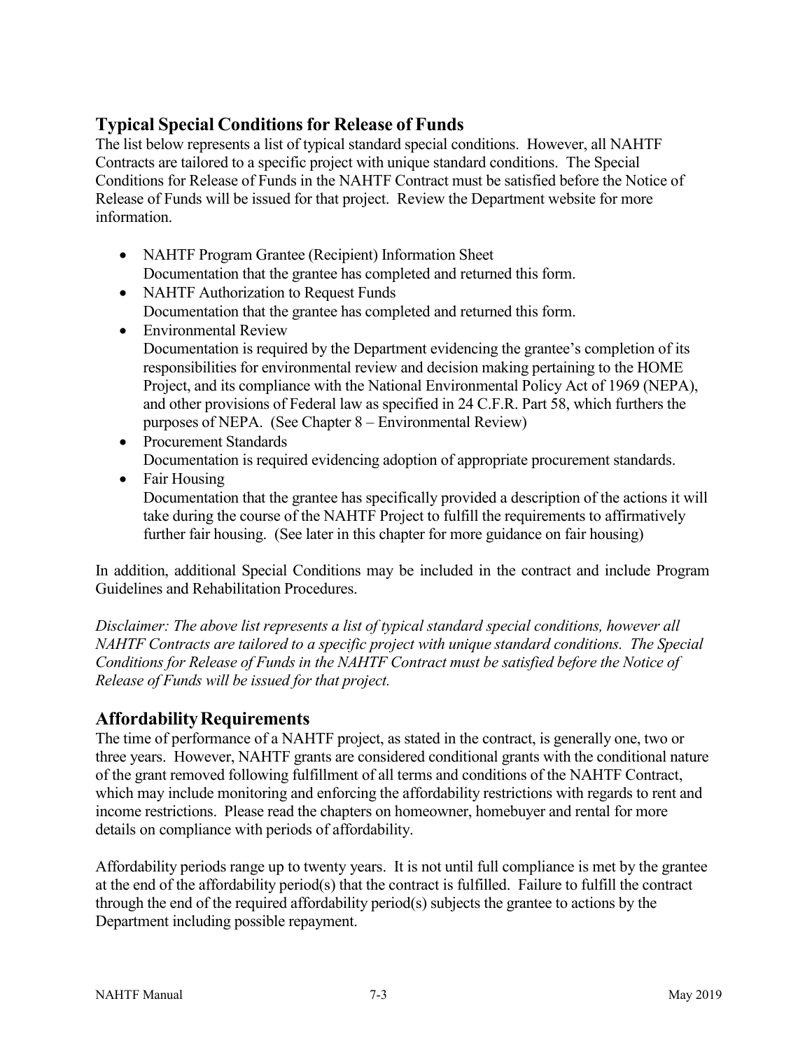## Typical Special Conditions for Release of Funds

The list below represents a list of typical standard special conditions. However, all NAHTF Contracts are tailored to a specific project with unique standard conditions. The Special Conditions for Release of Funds in the NAHTF Contract must be satisfied before the Notice of Release of Funds will be issued for that project. Review the Department website for more information.

- NAHTF Program Grantee (Recipient) Information Sheet
  Documentation that the grantee has completed and returned this form.
- NAHTF Authorization to Request Funds
  Documentation that the grantee has completed and returned this form.
- Environmental Review
  Documentation is required by the Department evidencing the grantee's completion of its responsibilities for environmental review and decision making pertaining to the HOME Project, and its compliance with the National Environmental Policy Act of 1969 (NEPA), and other provisions of Federal law as specified in 24 C.F.R. Part 58, which furthers the purposes of NEPA. (See Chapter 8 – Environmental Review)
- Procurement Standards
  Documentation is required evidencing adoption of appropriate procurement standards.
- Fair Housing
  Documentation that the grantee has specifically provided a description of the actions it will take during the course of the NAHTF Project to fulfill the requirements to affirmatively further fair housing. (See later in this chapter for more guidance on fair housing)

In addition, additional Special Conditions may be included in the contract and include Program Guidelines and Rehabilitation Procedures.

*Disclaimer: The above list represents a list of typical standard special conditions, however all NAHTF Contracts are tailored to a specific project with unique standard conditions. The Special Conditions for Release of Funds in the NAHTF Contract must be satisfied before the Notice of Release of Funds will be issued for that project.*

## Affordability Requirements

The time of performance of a NAHTF project, as stated in the contract, is generally one, two or three years. However, NAHTF grants are considered conditional grants with the conditional nature of the grant removed following fulfillment of all terms and conditions of the NAHTF Contract, which may include monitoring and enforcing the affordability restrictions with regards to rent and income restrictions. Please read the chapters on homeowner, homebuyer and rental for more details on compliance with periods of affordability.

Affordability periods range up to twenty years. It is not until full compliance is met by the grantee at the end of the affordability period(s) that the contract is fulfilled. Failure to fulfill the contract through the end of the required affordability period(s) subjects the grantee to actions by the Department including possible repayment.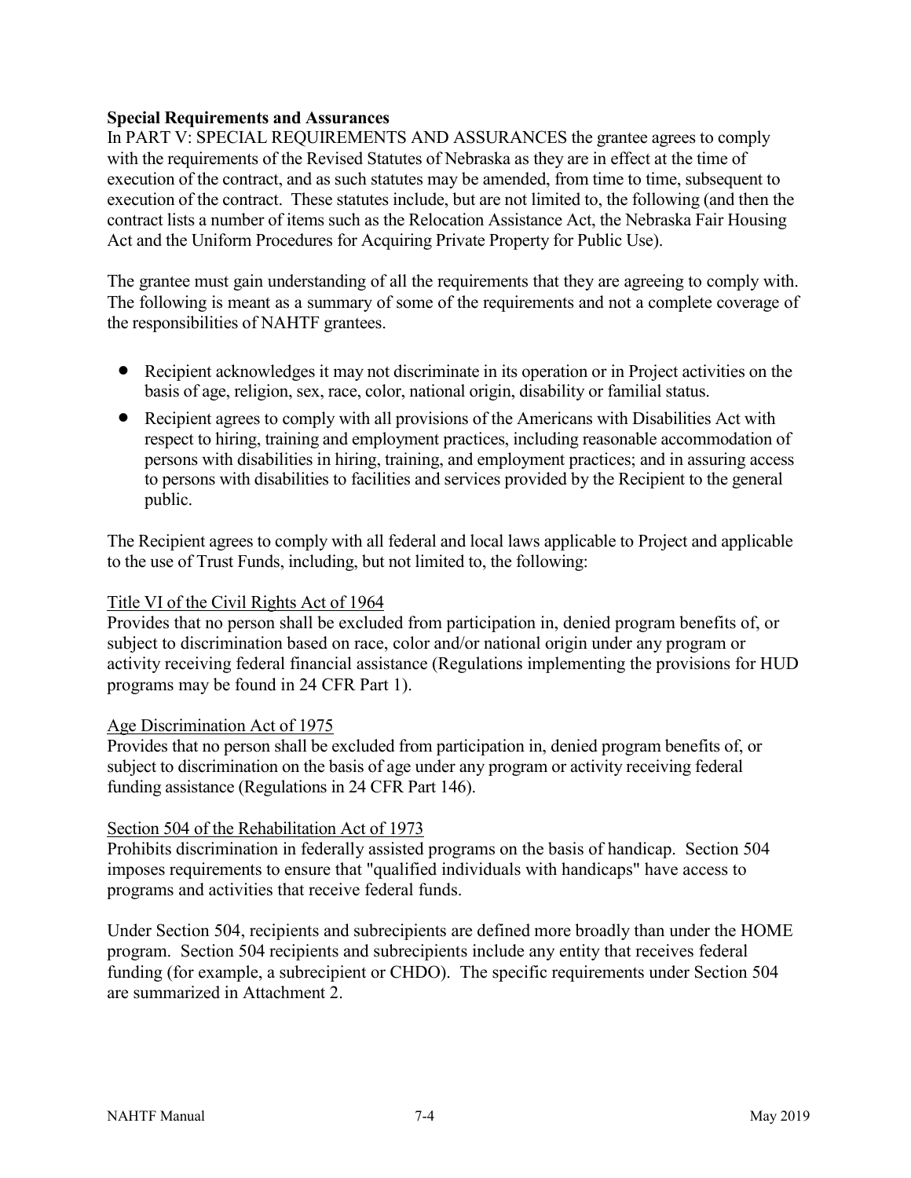**Special Requirements and Assurances**

In PART V: SPECIAL REQUIREMENTS AND ASSURANCES the grantee agrees to comply with the requirements of the Revised Statutes of Nebraska as they are in effect at the time of execution of the contract, and as such statutes may be amended, from time to time, subsequent to execution of the contract. These statutes include, but are not limited to, the following (and then the contract lists a number of items such as the Relocation Assistance Act, the Nebraska Fair Housing Act and the Uniform Procedures for Acquiring Private Property for Public Use).

The grantee must gain understanding of all the requirements that they are agreeing to comply with. The following is meant as a summary of some of the requirements and not a complete coverage of the responsibilities of NAHTF grantees.

- Recipient acknowledges it may not discriminate in its operation or in Project activities on the basis of age, religion, sex, race, color, national origin, disability or familial status.
- Recipient agrees to comply with all provisions of the Americans with Disabilities Act with respect to hiring, training and employment practices, including reasonable accommodation of persons with disabilities in hiring, training, and employment practices; and in assuring access to persons with disabilities to facilities and services provided by the Recipient to the general public.

The Recipient agrees to comply with all federal and local laws applicable to Project and applicable to the use of Trust Funds, including, but not limited to, the following:

Title VI of the Civil Rights Act of 1964

Provides that no person shall be excluded from participation in, denied program benefits of, or subject to discrimination based on race, color and/or national origin under any program or activity receiving federal financial assistance (Regulations implementing the provisions for HUD programs may be found in 24 CFR Part 1).

Age Discrimination Act of 1975

Provides that no person shall be excluded from participation in, denied program benefits of, or subject to discrimination on the basis of age under any program or activity receiving federal funding assistance (Regulations in 24 CFR Part 146).

Section 504 of the Rehabilitation Act of 1973

Prohibits discrimination in federally assisted programs on the basis of handicap. Section 504 imposes requirements to ensure that "qualified individuals with handicaps" have access to programs and activities that receive federal funds.

Under Section 504, recipients and subrecipients are defined more broadly than under the HOME program. Section 504 recipients and subrecipients include any entity that receives federal funding (for example, a subrecipient or CHDO). The specific requirements under Section 504 are summarized in Attachment 2.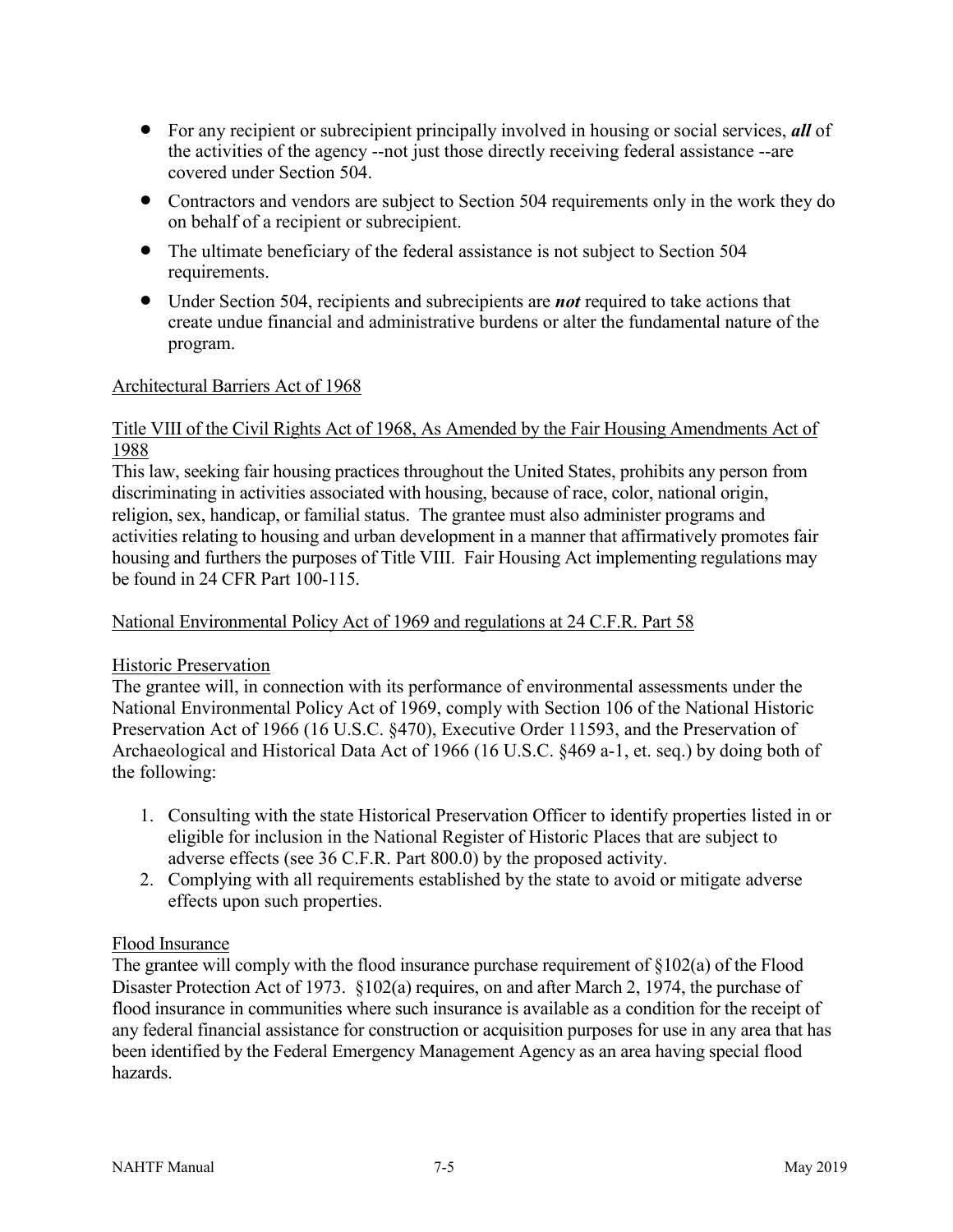- For any recipient or subrecipient principally involved in housing or social services, ***all*** of the activities of the agency --not just those directly receiving federal assistance --are covered under Section 504.
- Contractors and vendors are subject to Section 504 requirements only in the work they do on behalf of a recipient or subrecipient.
- The ultimate beneficiary of the federal assistance is not subject to Section 504 requirements.
- Under Section 504, recipients and subrecipients are ***not*** required to take actions that create undue financial and administrative burdens or alter the fundamental nature of the program.

<u>Architectural Barriers Act of 1968</u>

<u>Title VIII of the Civil Rights Act of 1968, As Amended by the Fair Housing Amendments Act of 1988</u>
This law, seeking fair housing practices throughout the United States, prohibits any person from discriminating in activities associated with housing, because of race, color, national origin, religion, sex, handicap, or familial status. The grantee must also administer programs and activities relating to housing and urban development in a manner that affirmatively promotes fair housing and furthers the purposes of Title VIII. Fair Housing Act implementing regulations may be found in 24 CFR Part 100-115.

<u>National Environmental Policy Act of 1969 and regulations at 24 C.F.R. Part 58</u>

<u>Historic Preservation</u>
The grantee will, in connection with its performance of environmental assessments under the National Environmental Policy Act of 1969, comply with Section 106 of the National Historic Preservation Act of 1966 (16 U.S.C. §470), Executive Order 11593, and the Preservation of Archaeological and Historical Data Act of 1966 (16 U.S.C. §469 a-1, et. seq.) by doing both of the following:

1. Consulting with the state Historical Preservation Officer to identify properties listed in or eligible for inclusion in the National Register of Historic Places that are subject to adverse effects (see 36 C.F.R. Part 800.0) by the proposed activity.
2. Complying with all requirements established by the state to avoid or mitigate adverse effects upon such properties.

<u>Flood Insurance</u>
The grantee will comply with the flood insurance purchase requirement of §102(a) of the Flood Disaster Protection Act of 1973. §102(a) requires, on and after March 2, 1974, the purchase of flood insurance in communities where such insurance is available as a condition for the receipt of any federal financial assistance for construction or acquisition purposes for use in any area that has been identified by the Federal Emergency Management Agency as an area having special flood hazards.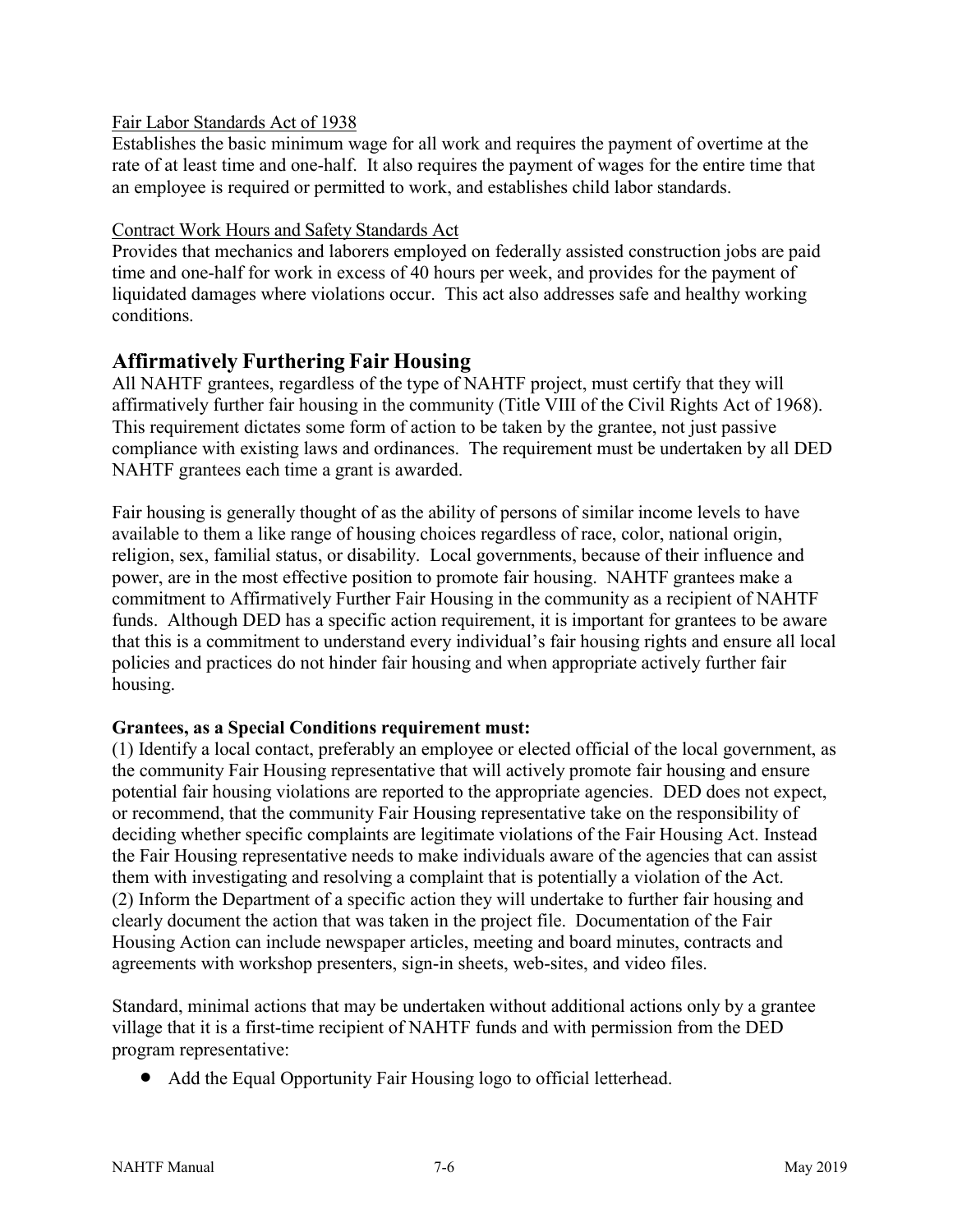Fair Labor Standards Act of 1938

Establishes the basic minimum wage for all work and requires the payment of overtime at the rate of at least time and one-half. It also requires the payment of wages for the entire time that an employee is required or permitted to work, and establishes child labor standards.

Contract Work Hours and Safety Standards Act

Provides that mechanics and laborers employed on federally assisted construction jobs are paid time and one-half for work in excess of 40 hours per week, and provides for the payment of liquidated damages where violations occur. This act also addresses safe and healthy working conditions.

## Affirmatively Furthering Fair Housing

All NAHTF grantees, regardless of the type of NAHTF project, must certify that they will affirmatively further fair housing in the community (Title VIII of the Civil Rights Act of 1968). This requirement dictates some form of action to be taken by the grantee, not just passive compliance with existing laws and ordinances. The requirement must be undertaken by all DED NAHTF grantees each time a grant is awarded.

Fair housing is generally thought of as the ability of persons of similar income levels to have available to them a like range of housing choices regardless of race, color, national origin, religion, sex, familial status, or disability. Local governments, because of their influence and power, are in the most effective position to promote fair housing. NAHTF grantees make a commitment to Affirmatively Further Fair Housing in the community as a recipient of NAHTF funds. Although DED has a specific action requirement, it is important for grantees to be aware that this is a commitment to understand every individual's fair housing rights and ensure all local policies and practices do not hinder fair housing and when appropriate actively further fair housing.

**Grantees, as a Special Conditions requirement must:**

(1) Identify a local contact, preferably an employee or elected official of the local government, as the community Fair Housing representative that will actively promote fair housing and ensure potential fair housing violations are reported to the appropriate agencies. DED does not expect, or recommend, that the community Fair Housing representative take on the responsibility of deciding whether specific complaints are legitimate violations of the Fair Housing Act. Instead the Fair Housing representative needs to make individuals aware of the agencies that can assist them with investigating and resolving a complaint that is potentially a violation of the Act.
(2) Inform the Department of a specific action they will undertake to further fair housing and clearly document the action that was taken in the project file. Documentation of the Fair Housing Action can include newspaper articles, meeting and board minutes, contracts and agreements with workshop presenters, sign-in sheets, web-sites, and video files.

Standard, minimal actions that may be undertaken without additional actions only by a grantee village that it is a first-time recipient of NAHTF funds and with permission from the DED program representative:

- Add the Equal Opportunity Fair Housing logo to official letterhead.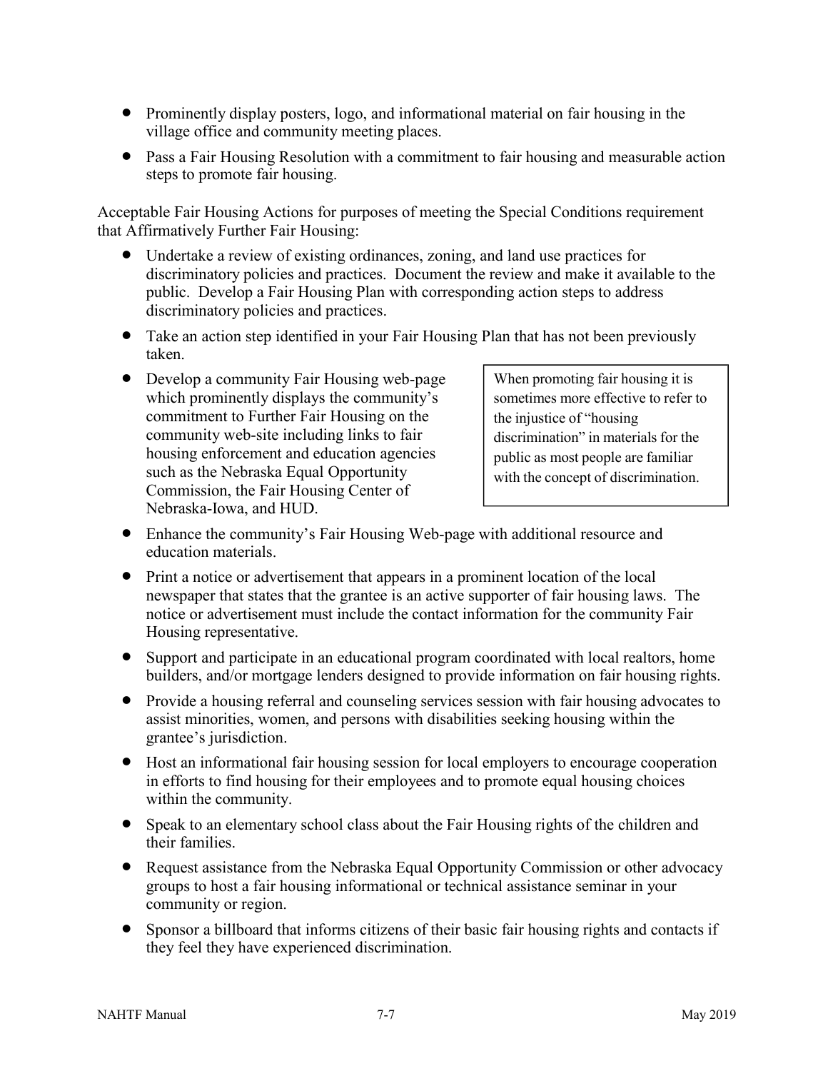- Prominently display posters, logo, and informational material on fair housing in the village office and community meeting places.
- Pass a Fair Housing Resolution with a commitment to fair housing and measurable action steps to promote fair housing.

Acceptable Fair Housing Actions for purposes of meeting the Special Conditions requirement that Affirmatively Further Fair Housing:

- Undertake a review of existing ordinances, zoning, and land use practices for discriminatory policies and practices. Document the review and make it available to the public. Develop a Fair Housing Plan with corresponding action steps to address discriminatory policies and practices.
- Take an action step identified in your Fair Housing Plan that has not been previously taken.
- Develop a community Fair Housing web-page which prominently displays the community's commitment to Further Fair Housing on the community web-site including links to fair housing enforcement and education agencies such as the Nebraska Equal Opportunity Commission, the Fair Housing Center of Nebraska-Iowa, and HUD.

> When promoting fair housing it is sometimes more effective to refer to the injustice of "housing discrimination" in materials for the public as most people are familiar with the concept of discrimination.

- Enhance the community's Fair Housing Web-page with additional resource and education materials.
- Print a notice or advertisement that appears in a prominent location of the local newspaper that states that the grantee is an active supporter of fair housing laws. The notice or advertisement must include the contact information for the community Fair Housing representative.
- Support and participate in an educational program coordinated with local realtors, home builders, and/or mortgage lenders designed to provide information on fair housing rights.
- Provide a housing referral and counseling services session with fair housing advocates to assist minorities, women, and persons with disabilities seeking housing within the grantee's jurisdiction.
- Host an informational fair housing session for local employers to encourage cooperation in efforts to find housing for their employees and to promote equal housing choices within the community.
- Speak to an elementary school class about the Fair Housing rights of the children and their families.
- Request assistance from the Nebraska Equal Opportunity Commission or other advocacy groups to host a fair housing informational or technical assistance seminar in your community or region.
- Sponsor a billboard that informs citizens of their basic fair housing rights and contacts if they feel they have experienced discrimination.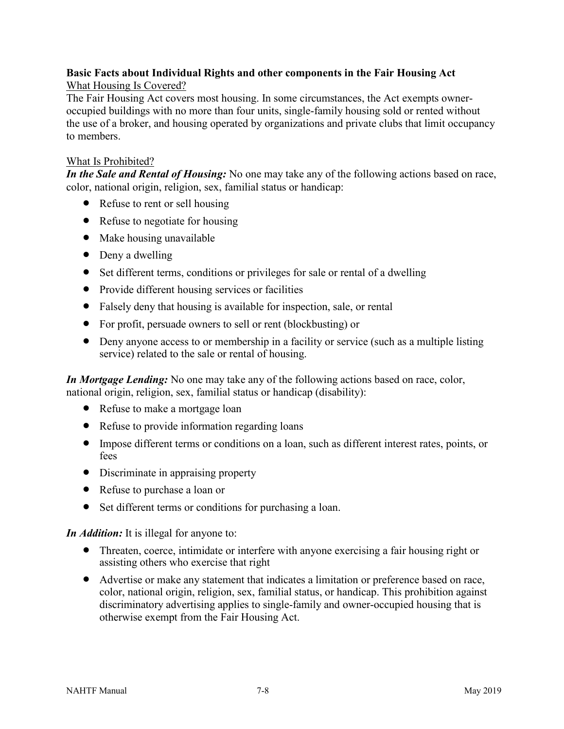**Basic Facts about Individual Rights and other components in the Fair Housing Act**

What Housing Is Covered?

The Fair Housing Act covers most housing. In some circumstances, the Act exempts owner-occupied buildings with no more than four units, single-family housing sold or rented without the use of a broker, and housing operated by organizations and private clubs that limit occupancy to members.

What Is Prohibited?

***In the Sale and Rental of Housing:*** No one may take any of the following actions based on race, color, national origin, religion, sex, familial status or handicap:

- Refuse to rent or sell housing
- Refuse to negotiate for housing
- Make housing unavailable
- Deny a dwelling
- Set different terms, conditions or privileges for sale or rental of a dwelling
- Provide different housing services or facilities
- Falsely deny that housing is available for inspection, sale, or rental
- For profit, persuade owners to sell or rent (blockbusting) or
- Deny anyone access to or membership in a facility or service (such as a multiple listing service) related to the sale or rental of housing.

***In Mortgage Lending:*** No one may take any of the following actions based on race, color, national origin, religion, sex, familial status or handicap (disability):

- Refuse to make a mortgage loan
- Refuse to provide information regarding loans
- Impose different terms or conditions on a loan, such as different interest rates, points, or fees
- Discriminate in appraising property
- Refuse to purchase a loan or
- Set different terms or conditions for purchasing a loan.

***In Addition:*** It is illegal for anyone to:

- Threaten, coerce, intimidate or interfere with anyone exercising a fair housing right or assisting others who exercise that right
- Advertise or make any statement that indicates a limitation or preference based on race, color, national origin, religion, sex, familial status, or handicap. This prohibition against discriminatory advertising applies to single-family and owner-occupied housing that is otherwise exempt from the Fair Housing Act.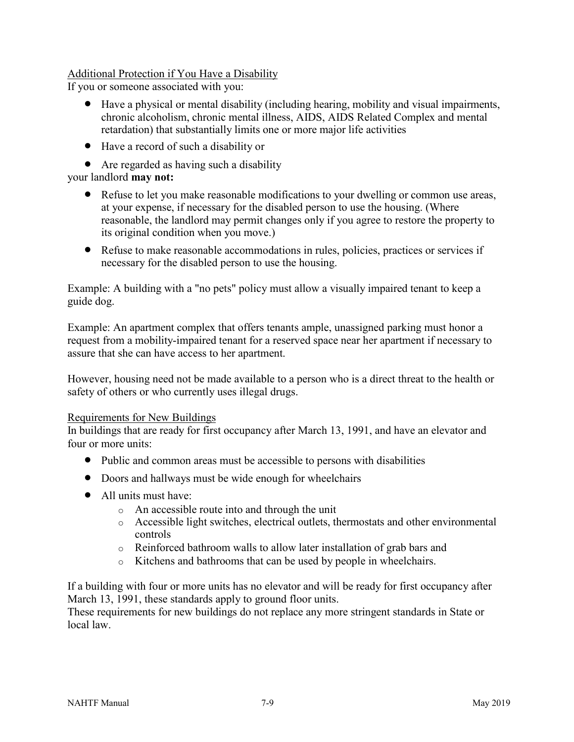Additional Protection if You Have a Disability

If you or someone associated with you:

- Have a physical or mental disability (including hearing, mobility and visual impairments, chronic alcoholism, chronic mental illness, AIDS, AIDS Related Complex and mental retardation) that substantially limits one or more major life activities
- Have a record of such a disability or
- Are regarded as having such a disability

your landlord **may not:**

- Refuse to let you make reasonable modifications to your dwelling or common use areas, at your expense, if necessary for the disabled person to use the housing. (Where reasonable, the landlord may permit changes only if you agree to restore the property to its original condition when you move.)
- Refuse to make reasonable accommodations in rules, policies, practices or services if necessary for the disabled person to use the housing.

Example: A building with a "no pets" policy must allow a visually impaired tenant to keep a guide dog.

Example: An apartment complex that offers tenants ample, unassigned parking must honor a request from a mobility-impaired tenant for a reserved space near her apartment if necessary to assure that she can have access to her apartment.

However, housing need not be made available to a person who is a direct threat to the health or safety of others or who currently uses illegal drugs.

Requirements for New Buildings

In buildings that are ready for first occupancy after March 13, 1991, and have an elevator and four or more units:

- Public and common areas must be accessible to persons with disabilities
- Doors and hallways must be wide enough for wheelchairs
- All units must have:
  - An accessible route into and through the unit
  - Accessible light switches, electrical outlets, thermostats and other environmental controls
  - Reinforced bathroom walls to allow later installation of grab bars and
  - Kitchens and bathrooms that can be used by people in wheelchairs.

If a building with four or more units has no elevator and will be ready for first occupancy after March 13, 1991, these standards apply to ground floor units.

These requirements for new buildings do not replace any more stringent standards in State or local law.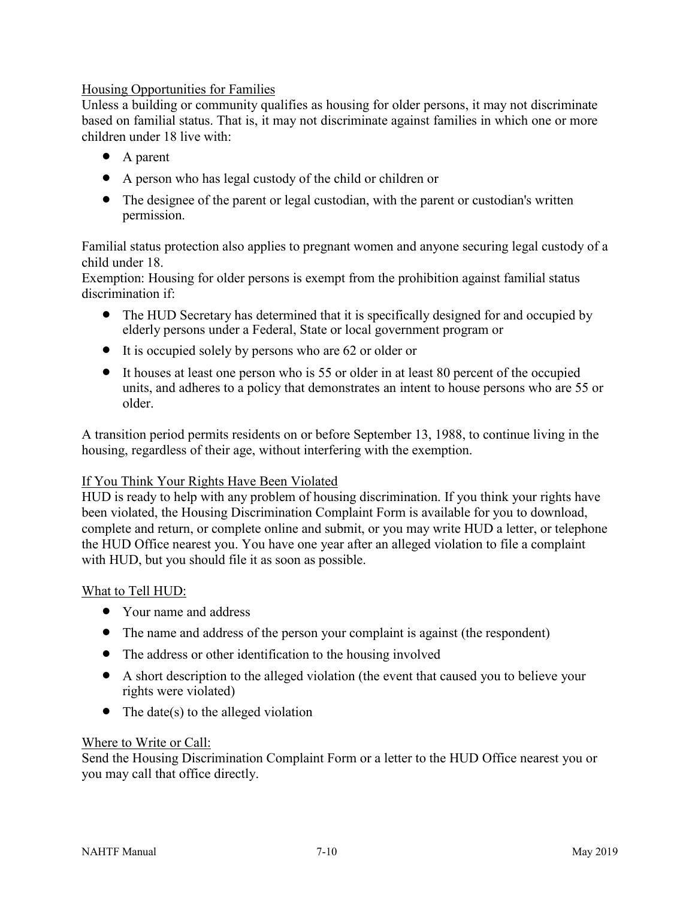<u>Housing Opportunities for Families</u>

Unless a building or community qualifies as housing for older persons, it may not discriminate based on familial status. That is, it may not discriminate against families in which one or more children under 18 live with:

- A parent
- A person who has legal custody of the child or children or
- The designee of the parent or legal custodian, with the parent or custodian's written permission.

Familial status protection also applies to pregnant women and anyone securing legal custody of a child under 18.

Exemption: Housing for older persons is exempt from the prohibition against familial status discrimination if:

- The HUD Secretary has determined that it is specifically designed for and occupied by elderly persons under a Federal, State or local government program or
- It is occupied solely by persons who are 62 or older or
- It houses at least one person who is 55 or older in at least 80 percent of the occupied units, and adheres to a policy that demonstrates an intent to house persons who are 55 or older.

A transition period permits residents on or before September 13, 1988, to continue living in the housing, regardless of their age, without interfering with the exemption.

<u>If You Think Your Rights Have Been Violated</u>

HUD is ready to help with any problem of housing discrimination. If you think your rights have been violated, the Housing Discrimination Complaint Form is available for you to download, complete and return, or complete online and submit, or you may write HUD a letter, or telephone the HUD Office nearest you. You have one year after an alleged violation to file a complaint with HUD, but you should file it as soon as possible.

<u>What to Tell HUD:</u>

- Your name and address
- The name and address of the person your complaint is against (the respondent)
- The address or other identification to the housing involved
- A short description to the alleged violation (the event that caused you to believe your rights were violated)
- The date(s) to the alleged violation

<u>Where to Write or Call:</u>

Send the Housing Discrimination Complaint Form or a letter to the HUD Office nearest you or you may call that office directly.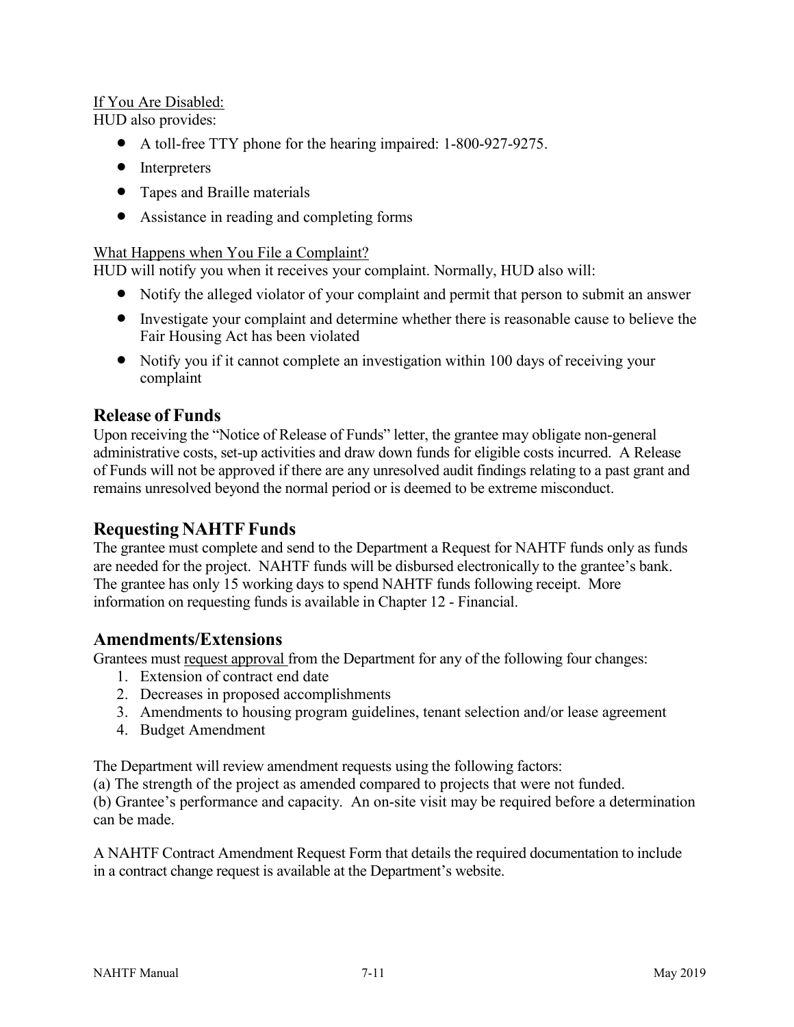If You Are Disabled:

HUD also provides:

- A toll-free TTY phone for the hearing impaired: 1-800-927-9275.
- Interpreters
- Tapes and Braille materials
- Assistance in reading and completing forms

What Happens when You File a Complaint?

HUD will notify you when it receives your complaint. Normally, HUD also will:

- Notify the alleged violator of your complaint and permit that person to submit an answer
- Investigate your complaint and determine whether there is reasonable cause to believe the Fair Housing Act has been violated
- Notify you if it cannot complete an investigation within 100 days of receiving your complaint

## Release of Funds

Upon receiving the "Notice of Release of Funds" letter, the grantee may obligate non-general administrative costs, set-up activities and draw down funds for eligible costs incurred. A Release of Funds will not be approved if there are any unresolved audit findings relating to a past grant and remains unresolved beyond the normal period or is deemed to be extreme misconduct.

## Requesting NAHTF Funds

The grantee must complete and send to the Department a Request for NAHTF funds only as funds are needed for the project. NAHTF funds will be disbursed electronically to the grantee's bank. The grantee has only 15 working days to spend NAHTF funds following receipt. More information on requesting funds is available in Chapter 12 - Financial.

## Amendments/Extensions

Grantees must request approval from the Department for any of the following four changes:

1. Extension of contract end date
2. Decreases in proposed accomplishments
3. Amendments to housing program guidelines, tenant selection and/or lease agreement
4. Budget Amendment

The Department will review amendment requests using the following factors:

(a) The strength of the project as amended compared to projects that were not funded.

(b) Grantee's performance and capacity. An on-site visit may be required before a determination can be made.

A NAHTF Contract Amendment Request Form that details the required documentation to include in a contract change request is available at the Department's website.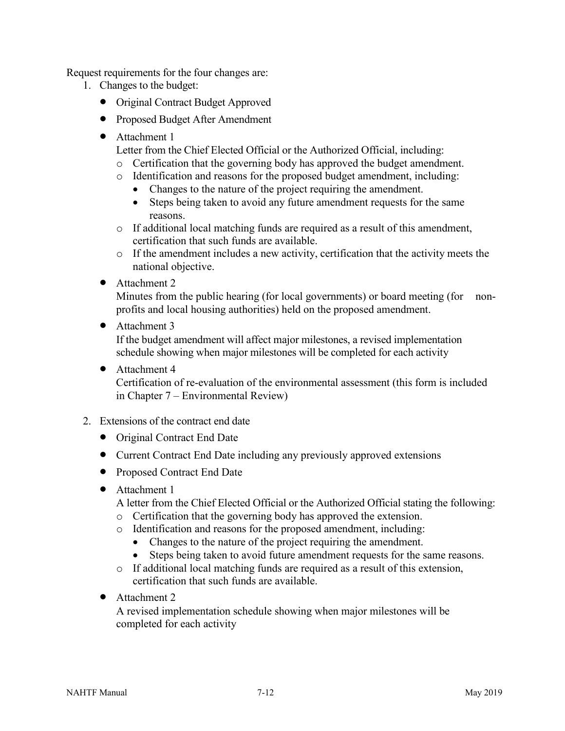Request requirements for the four changes are:

1. Changes to the budget:
   - Original Contract Budget Approved
   - Proposed Budget After Amendment
   - Attachment 1

     Letter from the Chief Elected Official or the Authorized Official, including:
     - Certification that the governing body has approved the budget amendment.
     - Identification and reasons for the proposed budget amendment, including:
       - Changes to the nature of the project requiring the amendment.
       - Steps being taken to avoid any future amendment requests for the same reasons.
     - If additional local matching funds are required as a result of this amendment, certification that such funds are available.
     - If the amendment includes a new activity, certification that the activity meets the national objective.
   - Attachment 2

     Minutes from the public hearing (for local governments) or board meeting (for non-profits and local housing authorities) held on the proposed amendment.
   - Attachment 3

     If the budget amendment will affect major milestones, a revised implementation schedule showing when major milestones will be completed for each activity
   - Attachment 4

     Certification of re-evaluation of the environmental assessment (this form is included in Chapter 7 – Environmental Review)

2. Extensions of the contract end date
   - Original Contract End Date
   - Current Contract End Date including any previously approved extensions
   - Proposed Contract End Date
   - Attachment 1

     A letter from the Chief Elected Official or the Authorized Official stating the following:
     - Certification that the governing body has approved the extension.
     - Identification and reasons for the proposed amendment, including:
       - Changes to the nature of the project requiring the amendment.
       - Steps being taken to avoid future amendment requests for the same reasons.
     - If additional local matching funds are required as a result of this extension, certification that such funds are available.
   - Attachment 2

     A revised implementation schedule showing when major milestones will be completed for each activity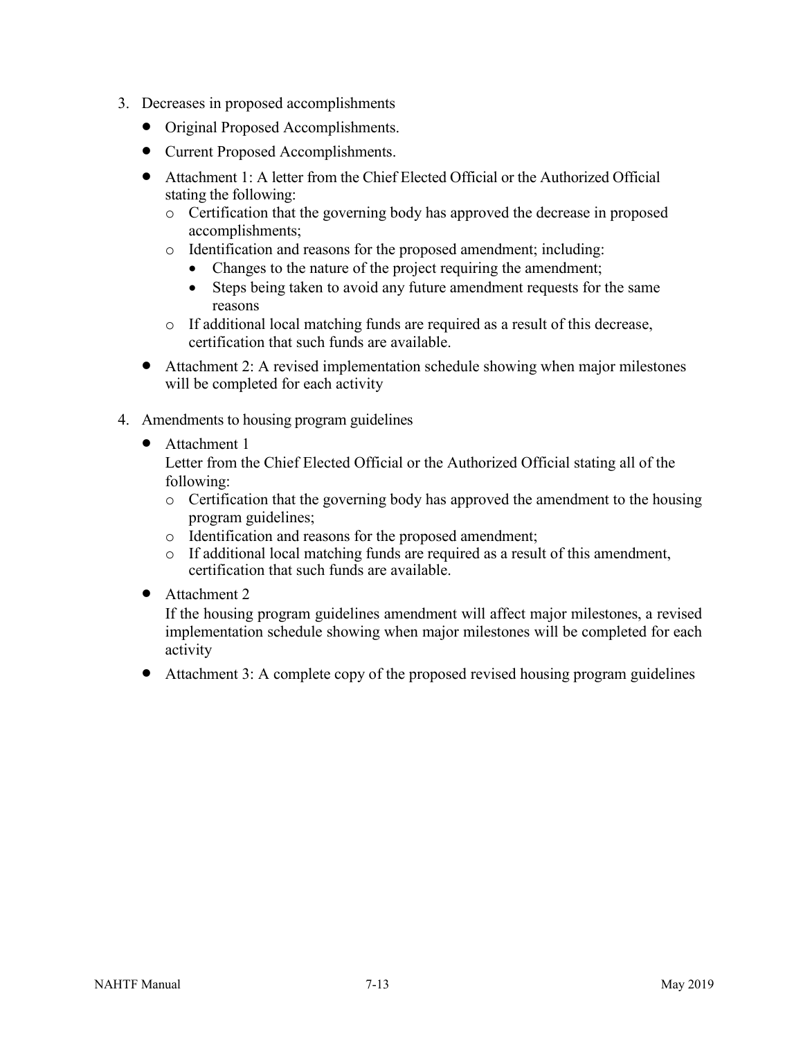3. Decreases in proposed accomplishments
    - Original Proposed Accomplishments.
    - Current Proposed Accomplishments.
    - Attachment 1: A letter from the Chief Elected Official or the Authorized Official stating the following:
        - Certification that the governing body has approved the decrease in proposed accomplishments;
        - Identification and reasons for the proposed amendment; including:
            - Changes to the nature of the project requiring the amendment;
            - Steps being taken to avoid any future amendment requests for the same reasons
        - If additional local matching funds are required as a result of this decrease, certification that such funds are available.
    - Attachment 2: A revised implementation schedule showing when major milestones will be completed for each activity

4. Amendments to housing program guidelines
    - Attachment 1

      Letter from the Chief Elected Official or the Authorized Official stating all of the following:
        - Certification that the governing body has approved the amendment to the housing program guidelines;
        - Identification and reasons for the proposed amendment;
        - If additional local matching funds are required as a result of this amendment, certification that such funds are available.
    - Attachment 2

      If the housing program guidelines amendment will affect major milestones, a revised implementation schedule showing when major milestones will be completed for each activity
    - Attachment 3: A complete copy of the proposed revised housing program guidelines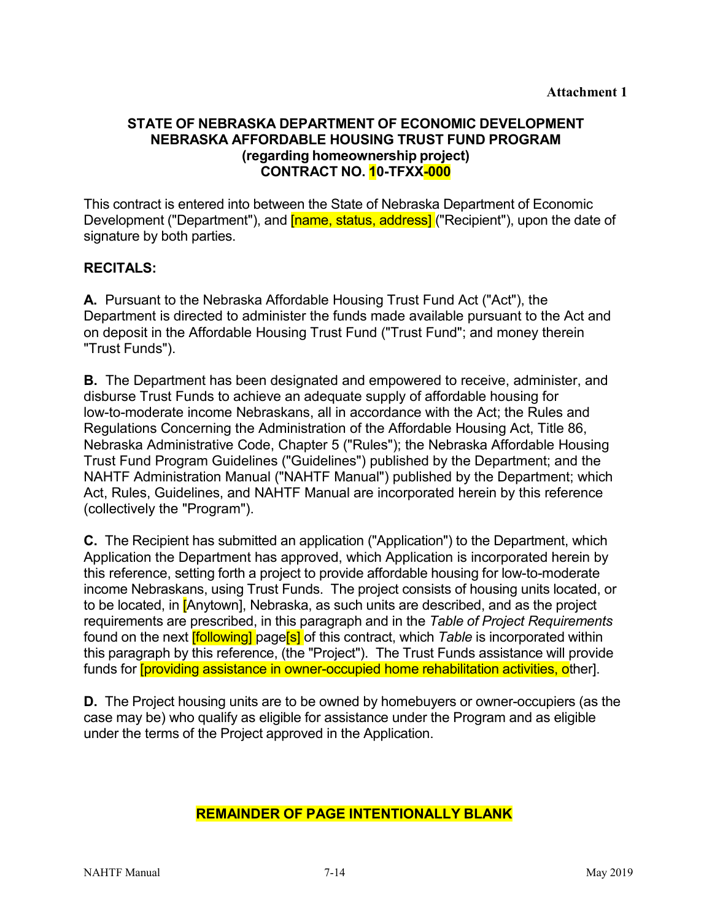**Attachment 1**

**STATE OF NEBRASKA DEPARTMENT OF ECONOMIC DEVELOPMENT**
**NEBRASKA AFFORDABLE HOUSING TRUST FUND PROGRAM**
**(regarding homeownership project)**
**CONTRACT NO. 10-TFXX-000**

This contract is entered into between the State of Nebraska Department of Economic Development ("Department"), and [name, status, address] ("Recipient"), upon the date of signature by both parties.

**RECITALS:**

**A.** Pursuant to the Nebraska Affordable Housing Trust Fund Act ("Act"), the Department is directed to administer the funds made available pursuant to the Act and on deposit in the Affordable Housing Trust Fund ("Trust Fund"; and money therein "Trust Funds").

**B.** The Department has been designated and empowered to receive, administer, and disburse Trust Funds to achieve an adequate supply of affordable housing for low-to-moderate income Nebraskans, all in accordance with the Act; the Rules and Regulations Concerning the Administration of the Affordable Housing Act, Title 86, Nebraska Administrative Code, Chapter 5 ("Rules"); the Nebraska Affordable Housing Trust Fund Program Guidelines ("Guidelines") published by the Department; and the NAHTF Administration Manual ("NAHTF Manual") published by the Department; which Act, Rules, Guidelines, and NAHTF Manual are incorporated herein by this reference (collectively the "Program").

**C.** The Recipient has submitted an application ("Application") to the Department, which Application the Department has approved, which Application is incorporated herein by this reference, setting forth a project to provide affordable housing for low-to-moderate income Nebraskans, using Trust Funds. The project consists of housing units located, or to be located, in [Anytown], Nebraska, as such units are described, and as the project requirements are prescribed, in this paragraph and in the *Table of Project Requirements* found on the next [following] page[s] of this contract, which *Table* is incorporated within this paragraph by this reference, (the "Project"). The Trust Funds assistance will provide funds for [providing assistance in owner-occupied home rehabilitation activities, other].

**D.** The Project housing units are to be owned by homebuyers or owner-occupiers (as the case may be) who qualify as eligible for assistance under the Program and as eligible under the terms of the Project approved in the Application.

**REMAINDER OF PAGE INTENTIONALLY BLANK**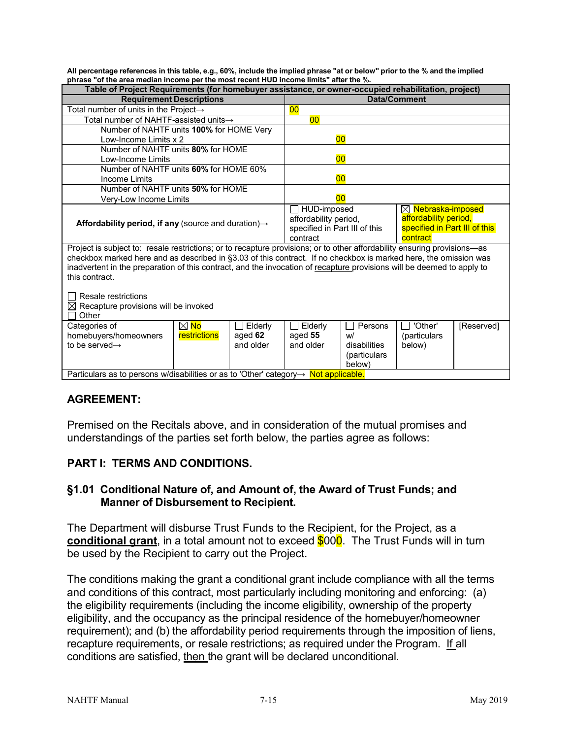**All percentage references in this table, e.g., 60%, include the implied phrase "at or below" prior to the % and the implied phrase "of the area median income per the most recent HUD income limits" after the %.**

| Table of Project Requirements (for homebuyer assistance, or owner-occupied rehabilitation, project) | | | | | | |
|---|---|---|---|---|---|---|
| **Requirement Descriptions** | | | **Data/Comment** | | | |
| Total number of units in the Project→ | | | 00 | | | |
| Total number of NAHTF-assisted units→ | | | 00 | | | |
| Number of NAHTF units **100%** for HOME Very Low-Income Limits x 2 | | | 00 | | | |
| Number of NAHTF units **80%** for HOME Low-Income Limits | | | 00 | | | |
| Number of NAHTF units **60%** for HOME 60% Income Limits | | | 00 | | | |
| Number of NAHTF units **50%** for HOME Very-Low Income Limits | | | 00 | | | |
| **Affordability period, if any** (source and duration)→ | | | ☐ HUD-imposed affordability period, specified in Part III of this contract | | ☒ Nebraska-imposed affordability period, specified in Part III of this contract | |
| Project is subject to: resale restrictions; or to recapture provisions; or to other affordability ensuring provisions—as checkbox marked here and as described in §3.03 of this contract. If no checkbox is marked here, the omission was inadvertent in the preparation of this contract, and the invocation of recapture provisions will be deemed to apply to this contract.<br><br>☐ Resale restrictions<br>☒ Recapture provisions will be invoked<br>☐ Other | | | | | | |
| Categories of homebuyers/homeowners to be served→ | ☒ No restrictions | ☐ Elderly aged **62** and older | ☐ Elderly aged **55** and older | ☐ Persons w/ disabilities (particulars below) | ☐ 'Other' (particulars below) | [Reserved] |
| Particulars as to persons w/disabilities or as to 'Other' category→ Not applicable. | | | | | | |

## AGREEMENT:

Premised on the Recitals above, and in consideration of the mutual promises and understandings of the parties set forth below, the parties agree as follows:

## PART I: TERMS AND CONDITIONS.

### §1.01 Conditional Nature of, and Amount of, the Award of Trust Funds; and Manner of Disbursement to Recipient.

The Department will disburse Trust Funds to the Recipient, for the Project, as a **conditional grant**, in a total amount not to exceed $000. The Trust Funds will in turn be used by the Recipient to carry out the Project.

The conditions making the grant a conditional grant include compliance with all the terms and conditions of this contract, most particularly including monitoring and enforcing: (a) the eligibility requirements (including the income eligibility, ownership of the property eligibility, and the occupancy as the principal residence of the homebuyer/homeowner requirement); and (b) the affordability period requirements through the imposition of liens, recapture requirements, or resale restrictions; as required under the Program. If all conditions are satisfied, then the grant will be declared unconditional.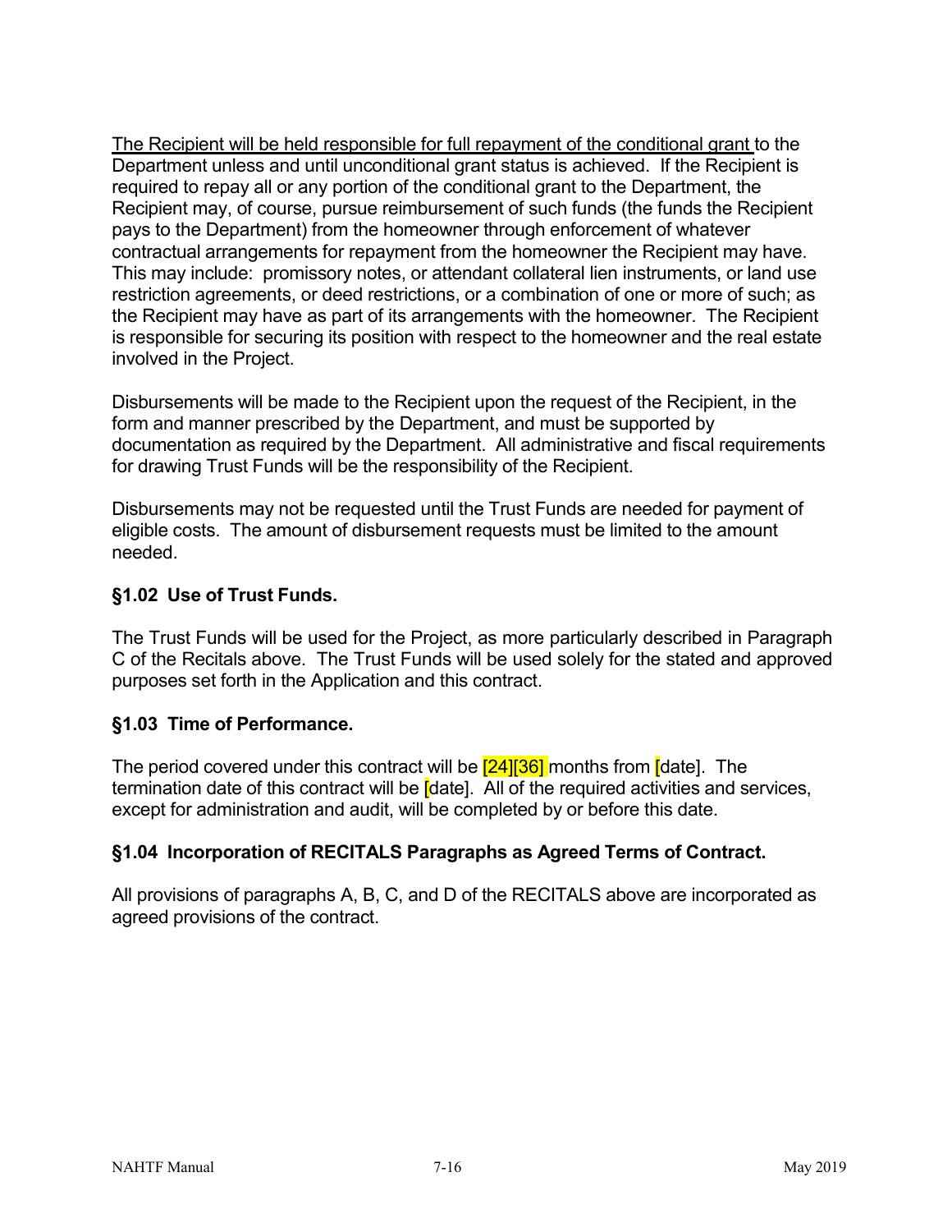<u>The Recipient will be held responsible for full repayment of the conditional grant</u> to the Department unless and until unconditional grant status is achieved. If the Recipient is required to repay all or any portion of the conditional grant to the Department, the Recipient may, of course, pursue reimbursement of such funds (the funds the Recipient pays to the Department) from the homeowner through enforcement of whatever contractual arrangements for repayment from the homeowner the Recipient may have. This may include: promissory notes, or attendant collateral lien instruments, or land use restriction agreements, or deed restrictions, or a combination of one or more of such; as the Recipient may have as part of its arrangements with the homeowner. The Recipient is responsible for securing its position with respect to the homeowner and the real estate involved in the Project.

Disbursements will be made to the Recipient upon the request of the Recipient, in the form and manner prescribed by the Department, and must be supported by documentation as required by the Department. All administrative and fiscal requirements for drawing Trust Funds will be the responsibility of the Recipient.

Disbursements may not be requested until the Trust Funds are needed for payment of eligible costs. The amount of disbursement requests must be limited to the amount needed.

### §1.02 Use of Trust Funds.

The Trust Funds will be used for the Project, as more particularly described in Paragraph C of the Recitals above. The Trust Funds will be used solely for the stated and approved purposes set forth in the Application and this contract.

### §1.03 Time of Performance.

The period covered under this contract will be [24][36] months from [date]. The termination date of this contract will be [date]. All of the required activities and services, except for administration and audit, will be completed by or before this date.

### §1.04 Incorporation of RECITALS Paragraphs as Agreed Terms of Contract.

All provisions of paragraphs A, B, C, and D of the RECITALS above are incorporated as agreed provisions of the contract.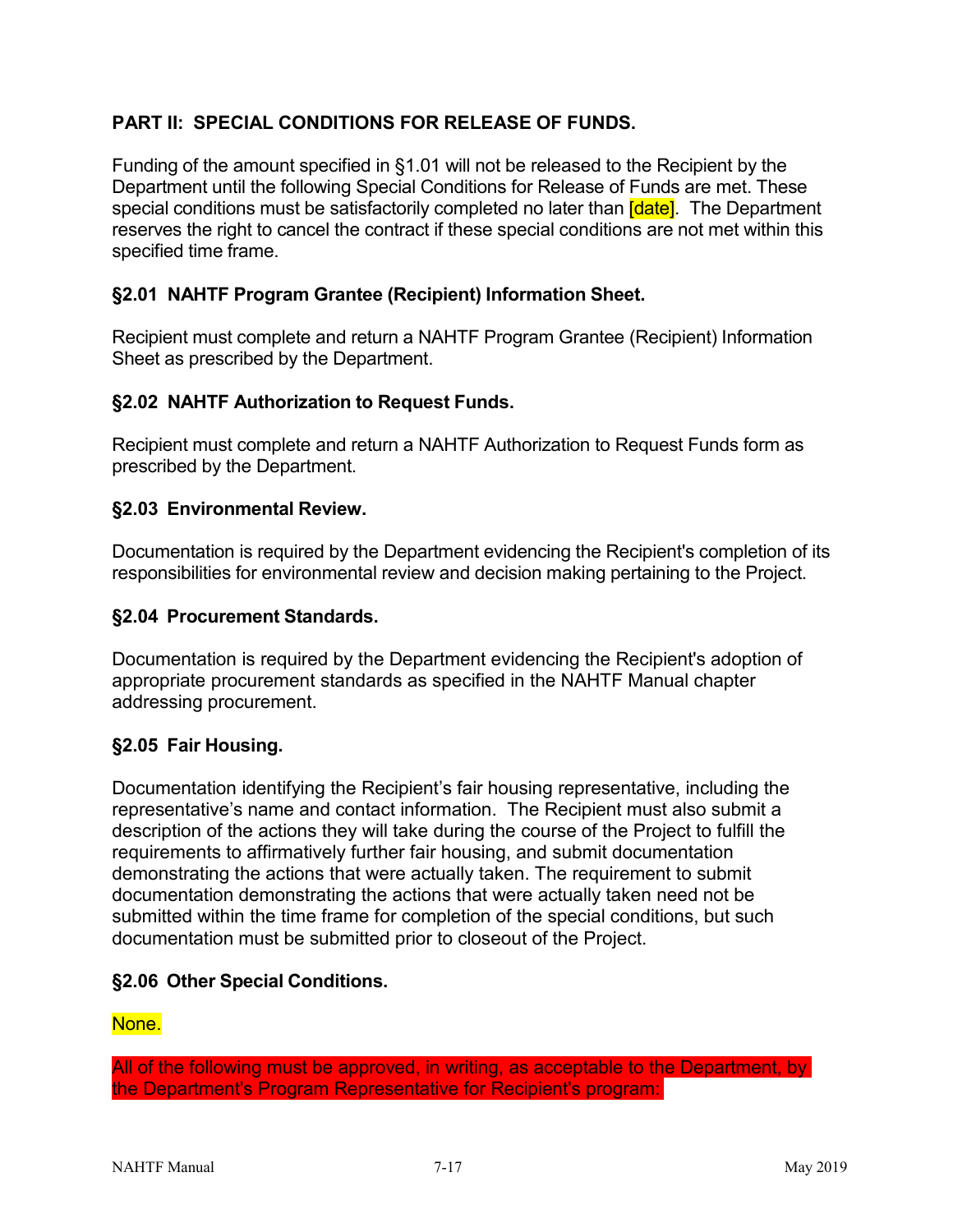## PART II: SPECIAL CONDITIONS FOR RELEASE OF FUNDS.

Funding of the amount specified in §1.01 will not be released to the Recipient by the Department until the following Special Conditions for Release of Funds are met. These special conditions must be satisfactorily completed no later than [date]. The Department reserves the right to cancel the contract if these special conditions are not met within this specified time frame.

### §2.01 NAHTF Program Grantee (Recipient) Information Sheet.

Recipient must complete and return a NAHTF Program Grantee (Recipient) Information Sheet as prescribed by the Department.

### §2.02 NAHTF Authorization to Request Funds.

Recipient must complete and return a NAHTF Authorization to Request Funds form as prescribed by the Department.

### §2.03 Environmental Review.

Documentation is required by the Department evidencing the Recipient's completion of its responsibilities for environmental review and decision making pertaining to the Project.

### §2.04 Procurement Standards.

Documentation is required by the Department evidencing the Recipient's adoption of appropriate procurement standards as specified in the NAHTF Manual chapter addressing procurement.

### §2.05 Fair Housing.

Documentation identifying the Recipient's fair housing representative, including the representative's name and contact information. The Recipient must also submit a description of the actions they will take during the course of the Project to fulfill the requirements to affirmatively further fair housing, and submit documentation demonstrating the actions that were actually taken. The requirement to submit documentation demonstrating the actions that were actually taken need not be submitted within the time frame for completion of the special conditions, but such documentation must be submitted prior to closeout of the Project.

### §2.06 Other Special Conditions.

None.

All of the following must be approved, in writing, as acceptable to the Department, by the Department's Program Representative for Recipient's program: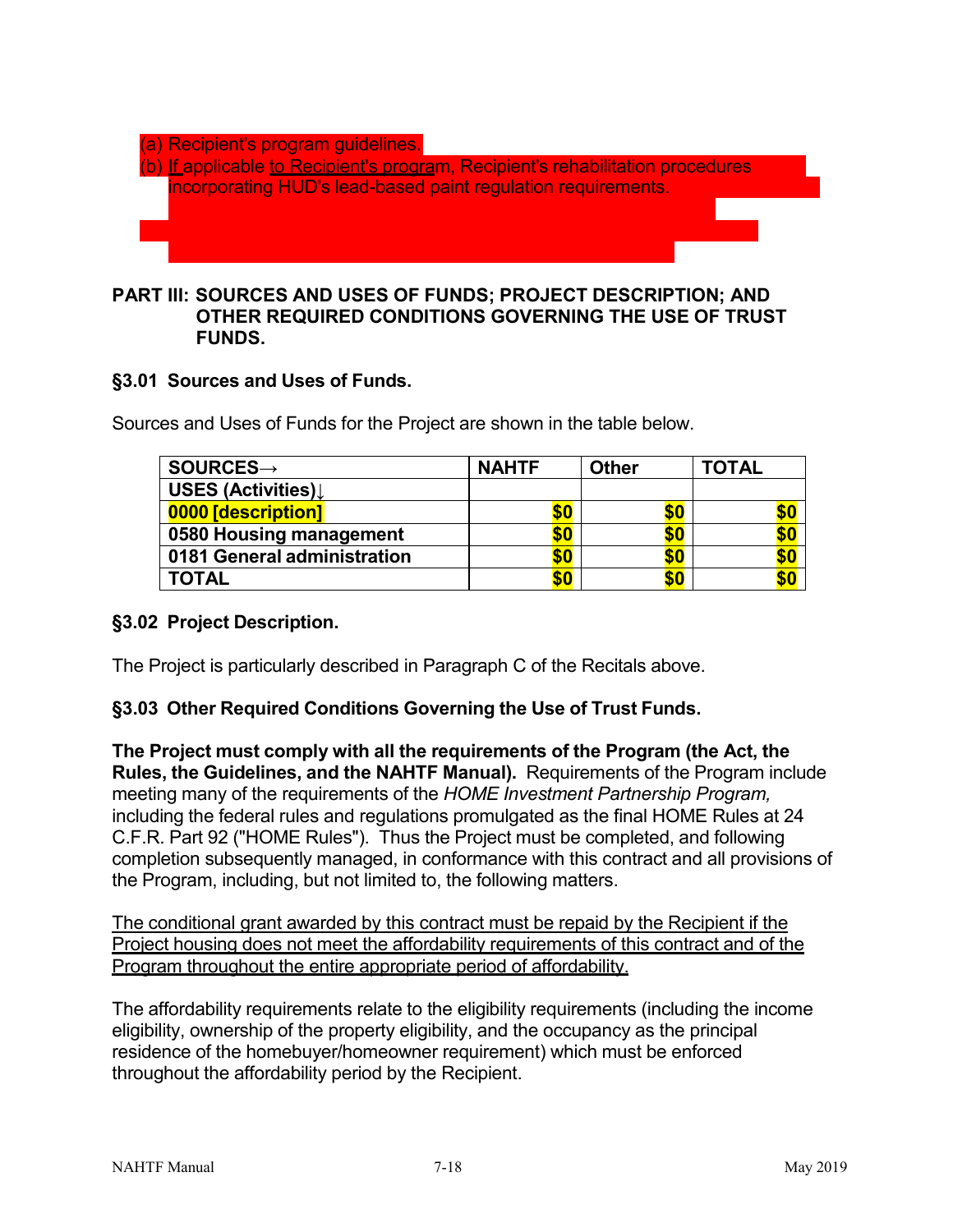(a) Recipient's program guidelines.

(b) If applicable to Recipient's program, Recipient's rehabilitation procedures incorporating HUD's lead-based paint regulation requirements.

**PART III: SOURCES AND USES OF FUNDS; PROJECT DESCRIPTION; AND OTHER REQUIRED CONDITIONS GOVERNING THE USE OF TRUST FUNDS.**

**§3.01 Sources and Uses of Funds.**

Sources and Uses of Funds for the Project are shown in the table below.

| SOURCES→ | NAHTF | Other | TOTAL |
|---|---|---|---|
| **USES (Activities)↓** | | | |
| **0000 [description]** | **$0** | **$0** | **$0** |
| **0580 Housing management** | **$0** | **$0** | **$0** |
| **0181 General administration** | **$0** | **$0** | **$0** |
| **TOTAL** | **$0** | **$0** | **$0** |

**§3.02 Project Description.**

The Project is particularly described in Paragraph C of the Recitals above.

**§3.03 Other Required Conditions Governing the Use of Trust Funds.**

**The Project must comply with all the requirements of the Program (the Act, the Rules, the Guidelines, and the NAHTF Manual).** Requirements of the Program include meeting many of the requirements of the *HOME Investment Partnership Program,* including the federal rules and regulations promulgated as the final HOME Rules at 24 C.F.R. Part 92 ("HOME Rules"). Thus the Project must be completed, and following completion subsequently managed, in conformance with this contract and all provisions of the Program, including, but not limited to, the following matters.

The conditional grant awarded by this contract must be repaid by the Recipient if the Project housing does not meet the affordability requirements of this contract and of the Program throughout the entire appropriate period of affordability.

The affordability requirements relate to the eligibility requirements (including the income eligibility, ownership of the property eligibility, and the occupancy as the principal residence of the homebuyer/homeowner requirement) which must be enforced throughout the affordability period by the Recipient.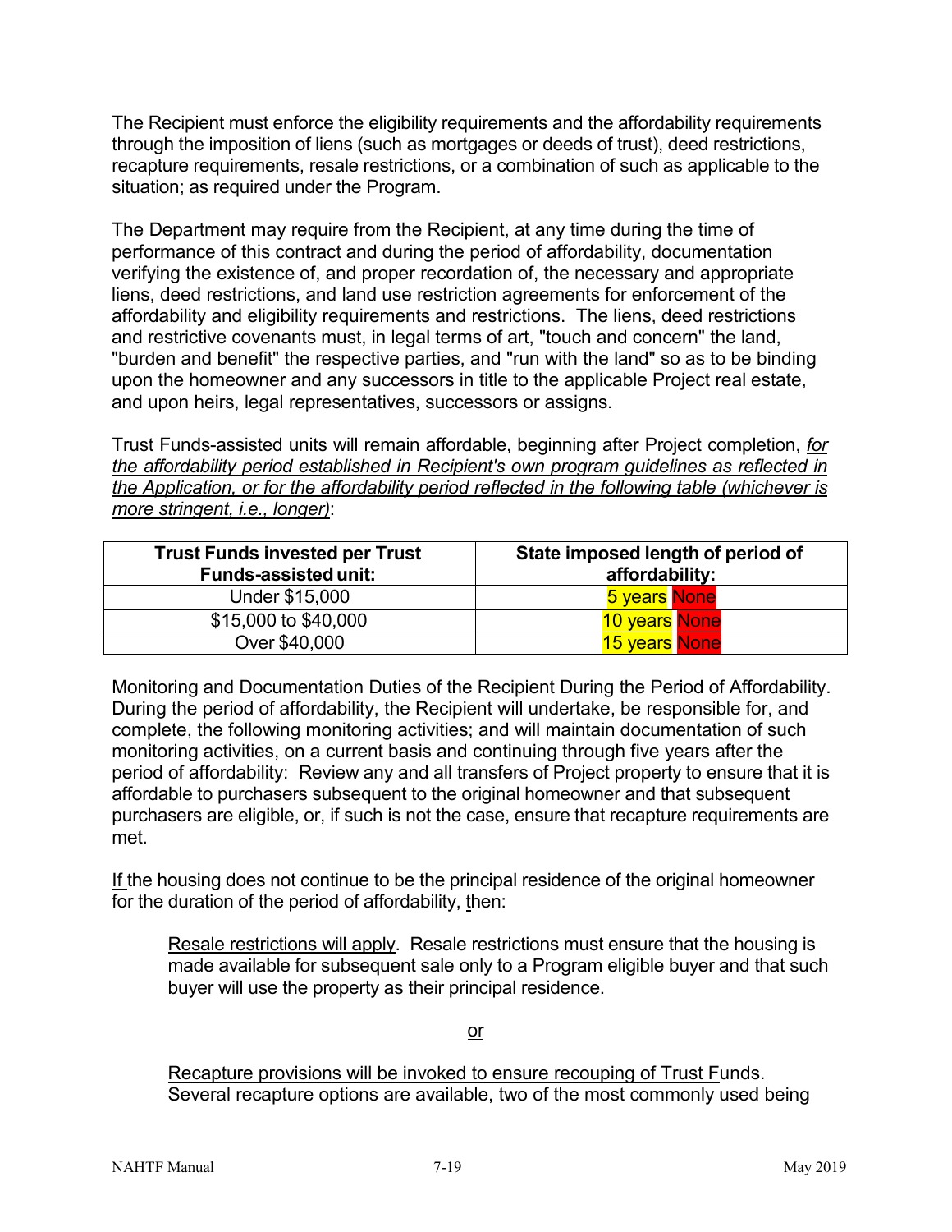The Recipient must enforce the eligibility requirements and the affordability requirements through the imposition of liens (such as mortgages or deeds of trust), deed restrictions, recapture requirements, resale restrictions, or a combination of such as applicable to the situation; as required under the Program.

The Department may require from the Recipient, at any time during the time of performance of this contract and during the period of affordability, documentation verifying the existence of, and proper recordation of, the necessary and appropriate liens, deed restrictions, and land use restriction agreements for enforcement of the affordability and eligibility requirements and restrictions. The liens, deed restrictions and restrictive covenants must, in legal terms of art, "touch and concern" the land, "burden and benefit" the respective parties, and "run with the land" so as to be binding upon the homeowner and any successors in title to the applicable Project real estate, and upon heirs, legal representatives, successors or assigns.

Trust Funds-assisted units will remain affordable, beginning after Project completion, <u>*for the affordability period established in Recipient's own program guidelines as reflected in the Application, or for the affordability period reflected in the following table (whichever is more stringent, i.e., longer)*</u>:

| Trust Funds invested per Trust Funds-assisted unit: | State imposed length of period of affordability: |
|---|---|
| Under $15,000 | 5 years None |
| $15,000 to $40,000 | 10 years None |
| Over $40,000 | 15 years None |

<u>Monitoring and Documentation Duties of the Recipient During the Period of Affordability.</u> During the period of affordability, the Recipient will undertake, be responsible for, and complete, the following monitoring activities; and will maintain documentation of such monitoring activities, on a current basis and continuing through five years after the period of affordability: Review any and all transfers of Project property to ensure that it is affordable to purchasers subsequent to the original homeowner and that subsequent purchasers are eligible, or, if such is not the case, ensure that recapture requirements are met.

If the housing does not continue to be the principal residence of the original homeowner for the duration of the period of affordability, then:

> <u>Resale restrictions will apply</u>. Resale restrictions must ensure that the housing is made available for subsequent sale only to a Program eligible buyer and that such buyer will use the property as their principal residence.
>
> <u>or</u>
>
> <u>Recapture provisions will be invoked to ensure recouping of Trust Funds</u>. Several recapture options are available, two of the most commonly used being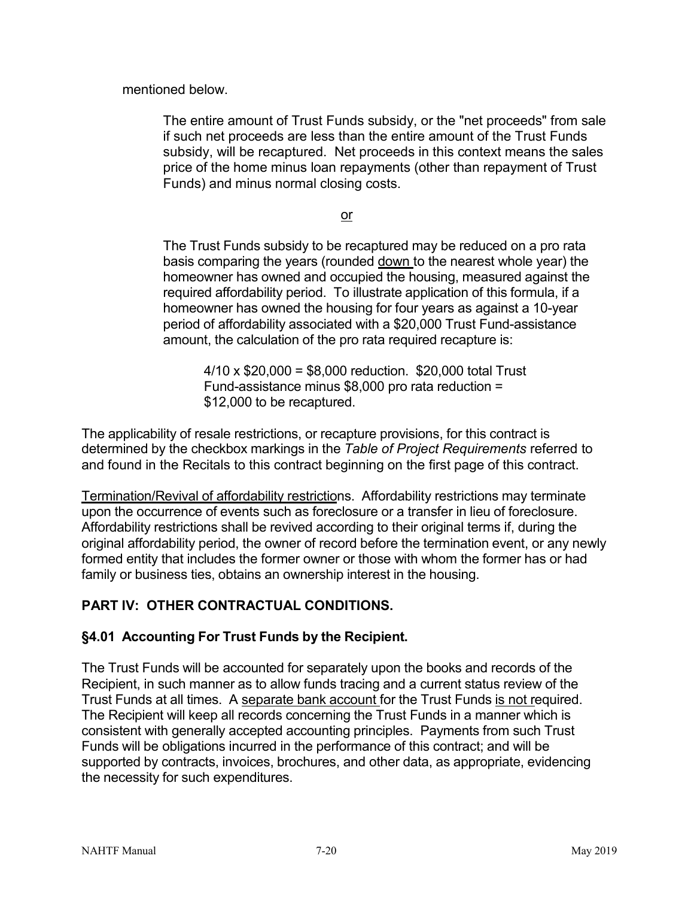mentioned below.

> The entire amount of Trust Funds subsidy, or the "net proceeds" from sale if such net proceeds are less than the entire amount of the Trust Funds subsidy, will be recaptured. Net proceeds in this context means the sales price of the home minus loan repayments (other than repayment of Trust Funds) and minus normal closing costs.
>
> or
>
> The Trust Funds subsidy to be recaptured may be reduced on a pro rata basis comparing the years (rounded down to the nearest whole year) the homeowner has owned and occupied the housing, measured against the required affordability period. To illustrate application of this formula, if a homeowner has owned the housing for four years as against a 10-year period of affordability associated with a $20,000 Trust Fund-assistance amount, the calculation of the pro rata required recapture is:
>
> > 4/10 x $20,000 = $8,000 reduction. $20,000 total Trust Fund-assistance minus $8,000 pro rata reduction = $12,000 to be recaptured.

The applicability of resale restrictions, or recapture provisions, for this contract is determined by the checkbox markings in the *Table of Project Requirements* referred to and found in the Recitals to this contract beginning on the first page of this contract.

Termination/Revival of affordability restrictions. Affordability restrictions may terminate upon the occurrence of events such as foreclosure or a transfer in lieu of foreclosure. Affordability restrictions shall be revived according to their original terms if, during the original affordability period, the owner of record before the termination event, or any newly formed entity that includes the former owner or those with whom the former has or had family or business ties, obtains an ownership interest in the housing.

## PART IV: OTHER CONTRACTUAL CONDITIONS.

### §4.01 Accounting For Trust Funds by the Recipient.

The Trust Funds will be accounted for separately upon the books and records of the Recipient, in such manner as to allow funds tracing and a current status review of the Trust Funds at all times. A separate bank account for the Trust Funds is not required. The Recipient will keep all records concerning the Trust Funds in a manner which is consistent with generally accepted accounting principles. Payments from such Trust Funds will be obligations incurred in the performance of this contract; and will be supported by contracts, invoices, brochures, and other data, as appropriate, evidencing the necessity for such expenditures.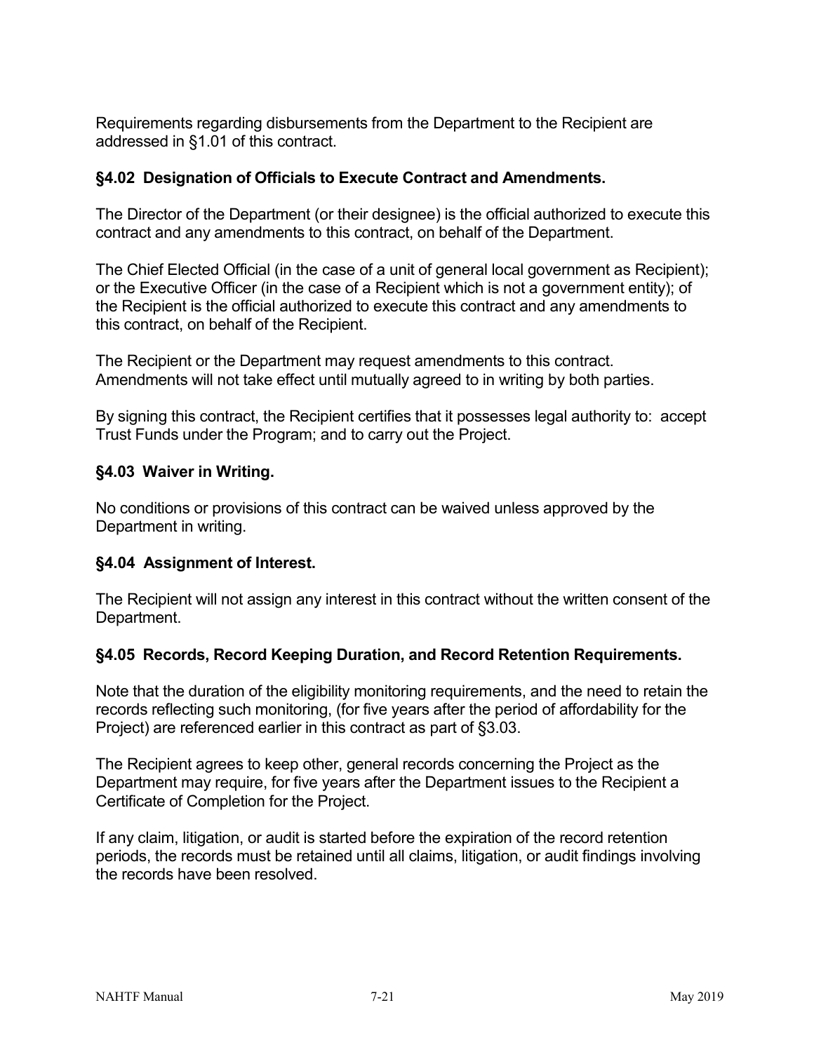Requirements regarding disbursements from the Department to the Recipient are addressed in §1.01 of this contract.

### §4.02 Designation of Officials to Execute Contract and Amendments.

The Director of the Department (or their designee) is the official authorized to execute this contract and any amendments to this contract, on behalf of the Department.

The Chief Elected Official (in the case of a unit of general local government as Recipient); or the Executive Officer (in the case of a Recipient which is not a government entity); of the Recipient is the official authorized to execute this contract and any amendments to this contract, on behalf of the Recipient.

The Recipient or the Department may request amendments to this contract. Amendments will not take effect until mutually agreed to in writing by both parties.

By signing this contract, the Recipient certifies that it possesses legal authority to: accept Trust Funds under the Program; and to carry out the Project.

### §4.03 Waiver in Writing.

No conditions or provisions of this contract can be waived unless approved by the Department in writing.

### §4.04 Assignment of Interest.

The Recipient will not assign any interest in this contract without the written consent of the Department.

### §4.05 Records, Record Keeping Duration, and Record Retention Requirements.

Note that the duration of the eligibility monitoring requirements, and the need to retain the records reflecting such monitoring, (for five years after the period of affordability for the Project) are referenced earlier in this contract as part of §3.03.

The Recipient agrees to keep other, general records concerning the Project as the Department may require, for five years after the Department issues to the Recipient a Certificate of Completion for the Project.

If any claim, litigation, or audit is started before the expiration of the record retention periods, the records must be retained until all claims, litigation, or audit findings involving the records have been resolved.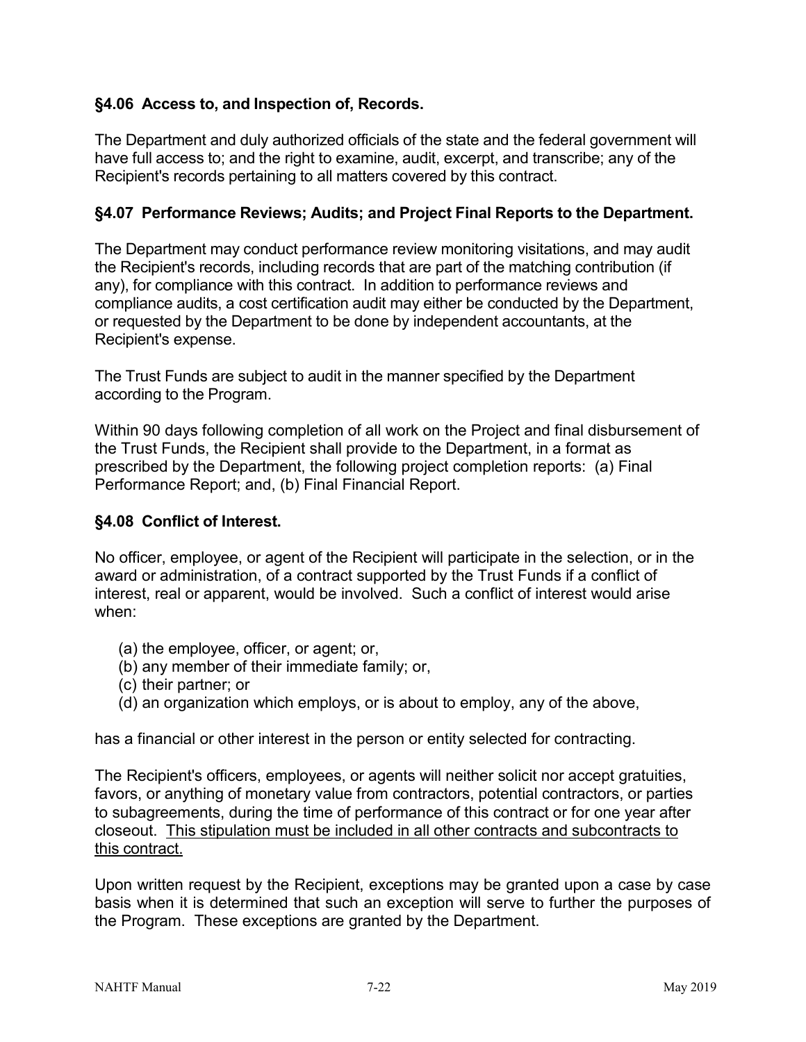### §4.06 Access to, and Inspection of, Records.

The Department and duly authorized officials of the state and the federal government will have full access to; and the right to examine, audit, excerpt, and transcribe; any of the Recipient's records pertaining to all matters covered by this contract.

### §4.07 Performance Reviews; Audits; and Project Final Reports to the Department.

The Department may conduct performance review monitoring visitations, and may audit the Recipient's records, including records that are part of the matching contribution (if any), for compliance with this contract. In addition to performance reviews and compliance audits, a cost certification audit may either be conducted by the Department, or requested by the Department to be done by independent accountants, at the Recipient's expense.

The Trust Funds are subject to audit in the manner specified by the Department according to the Program.

Within 90 days following completion of all work on the Project and final disbursement of the Trust Funds, the Recipient shall provide to the Department, in a format as prescribed by the Department, the following project completion reports: (a) Final Performance Report; and, (b) Final Financial Report.

### §4.08 Conflict of Interest.

No officer, employee, or agent of the Recipient will participate in the selection, or in the award or administration, of a contract supported by the Trust Funds if a conflict of interest, real or apparent, would be involved. Such a conflict of interest would arise when:

(a) the employee, officer, or agent; or,
(b) any member of their immediate family; or,
(c) their partner; or
(d) an organization which employs, or is about to employ, any of the above,

has a financial or other interest in the person or entity selected for contracting.

The Recipient's officers, employees, or agents will neither solicit nor accept gratuities, favors, or anything of monetary value from contractors, potential contractors, or parties to subagreements, during the time of performance of this contract or for one year after closeout. <u>This stipulation must be included in all other contracts and subcontracts to this contract.</u>

Upon written request by the Recipient, exceptions may be granted upon a case by case basis when it is determined that such an exception will serve to further the purposes of the Program. These exceptions are granted by the Department.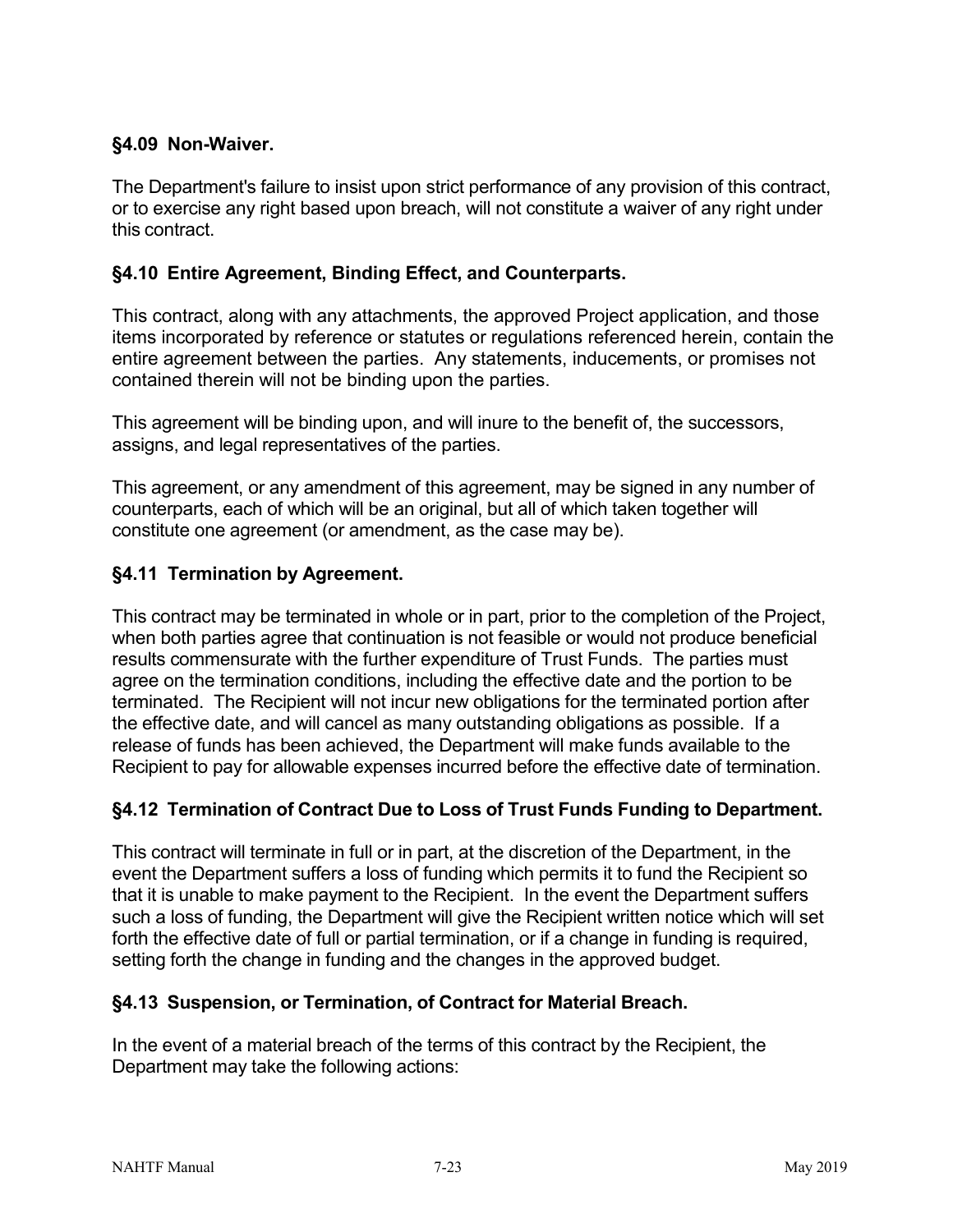### §4.09 Non-Waiver.

The Department's failure to insist upon strict performance of any provision of this contract, or to exercise any right based upon breach, will not constitute a waiver of any right under this contract.

### §4.10 Entire Agreement, Binding Effect, and Counterparts.

This contract, along with any attachments, the approved Project application, and those items incorporated by reference or statutes or regulations referenced herein, contain the entire agreement between the parties. Any statements, inducements, or promises not contained therein will not be binding upon the parties.

This agreement will be binding upon, and will inure to the benefit of, the successors, assigns, and legal representatives of the parties.

This agreement, or any amendment of this agreement, may be signed in any number of counterparts, each of which will be an original, but all of which taken together will constitute one agreement (or amendment, as the case may be).

### §4.11 Termination by Agreement.

This contract may be terminated in whole or in part, prior to the completion of the Project, when both parties agree that continuation is not feasible or would not produce beneficial results commensurate with the further expenditure of Trust Funds. The parties must agree on the termination conditions, including the effective date and the portion to be terminated. The Recipient will not incur new obligations for the terminated portion after the effective date, and will cancel as many outstanding obligations as possible. If a release of funds has been achieved, the Department will make funds available to the Recipient to pay for allowable expenses incurred before the effective date of termination.

### §4.12 Termination of Contract Due to Loss of Trust Funds Funding to Department.

This contract will terminate in full or in part, at the discretion of the Department, in the event the Department suffers a loss of funding which permits it to fund the Recipient so that it is unable to make payment to the Recipient. In the event the Department suffers such a loss of funding, the Department will give the Recipient written notice which will set forth the effective date of full or partial termination, or if a change in funding is required, setting forth the change in funding and the changes in the approved budget.

### §4.13 Suspension, or Termination, of Contract for Material Breach.

In the event of a material breach of the terms of this contract by the Recipient, the Department may take the following actions: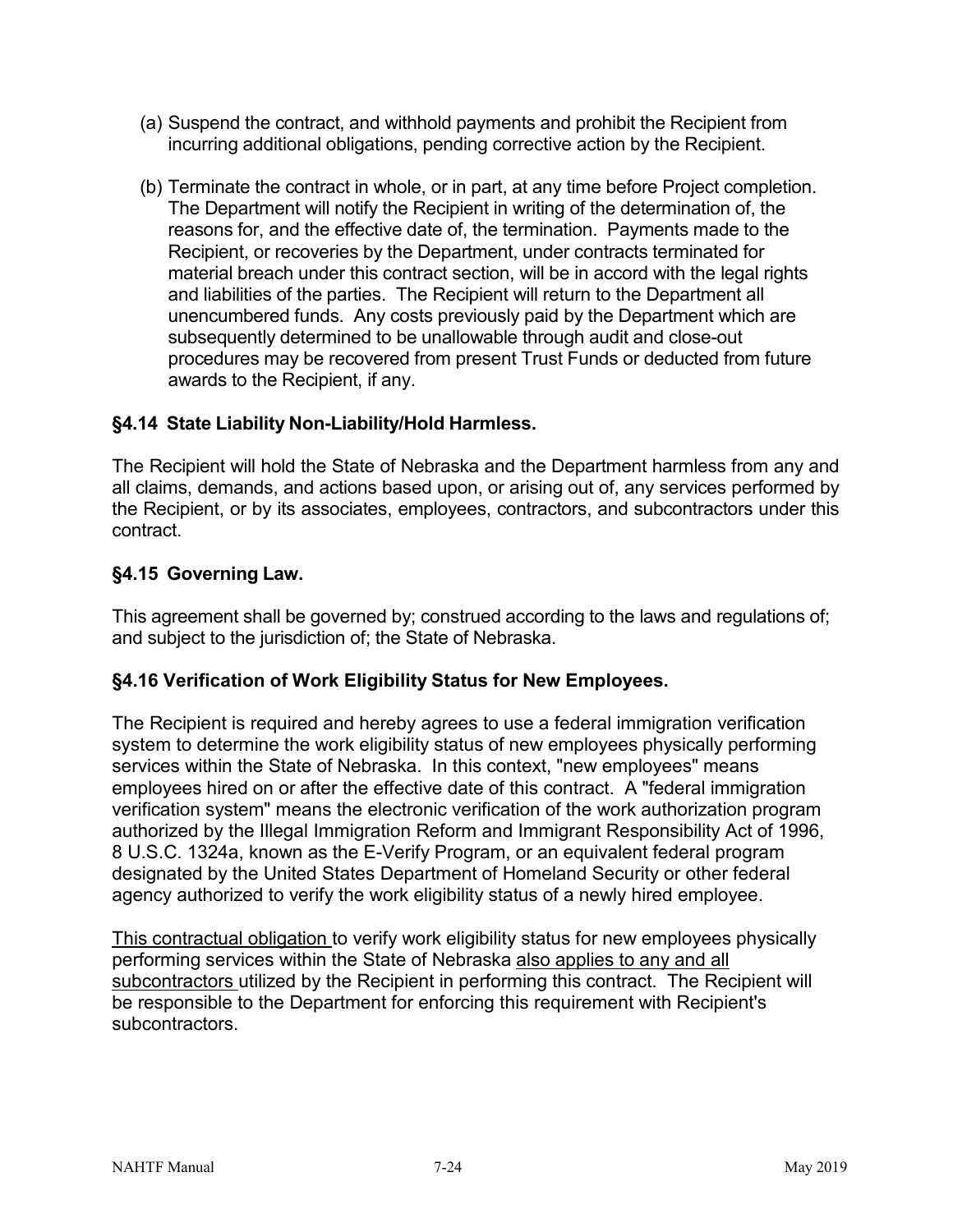(a) Suspend the contract, and withhold payments and prohibit the Recipient from incurring additional obligations, pending corrective action by the Recipient.

(b) Terminate the contract in whole, or in part, at any time before Project completion. The Department will notify the Recipient in writing of the determination of, the reasons for, and the effective date of, the termination. Payments made to the Recipient, or recoveries by the Department, under contracts terminated for material breach under this contract section, will be in accord with the legal rights and liabilities of the parties. The Recipient will return to the Department all unencumbered funds. Any costs previously paid by the Department which are subsequently determined to be unallowable through audit and close-out procedures may be recovered from present Trust Funds or deducted from future awards to the Recipient, if any.

### §4.14 State Liability Non-Liability/Hold Harmless.

The Recipient will hold the State of Nebraska and the Department harmless from any and all claims, demands, and actions based upon, or arising out of, any services performed by the Recipient, or by its associates, employees, contractors, and subcontractors under this contract.

### §4.15 Governing Law.

This agreement shall be governed by; construed according to the laws and regulations of; and subject to the jurisdiction of; the State of Nebraska.

### §4.16 Verification of Work Eligibility Status for New Employees.

The Recipient is required and hereby agrees to use a federal immigration verification system to determine the work eligibility status of new employees physically performing services within the State of Nebraska. In this context, "new employees" means employees hired on or after the effective date of this contract. A "federal immigration verification system" means the electronic verification of the work authorization program authorized by the Illegal Immigration Reform and Immigrant Responsibility Act of 1996, 8 U.S.C. 1324a, known as the E-Verify Program, or an equivalent federal program designated by the United States Department of Homeland Security or other federal agency authorized to verify the work eligibility status of a newly hired employee.

<u>This contractual obligation</u> to verify work eligibility status for new employees physically performing services within the State of Nebraska <u>also applies to any and all subcontractors</u> utilized by the Recipient in performing this contract. The Recipient will be responsible to the Department for enforcing this requirement with Recipient's subcontractors.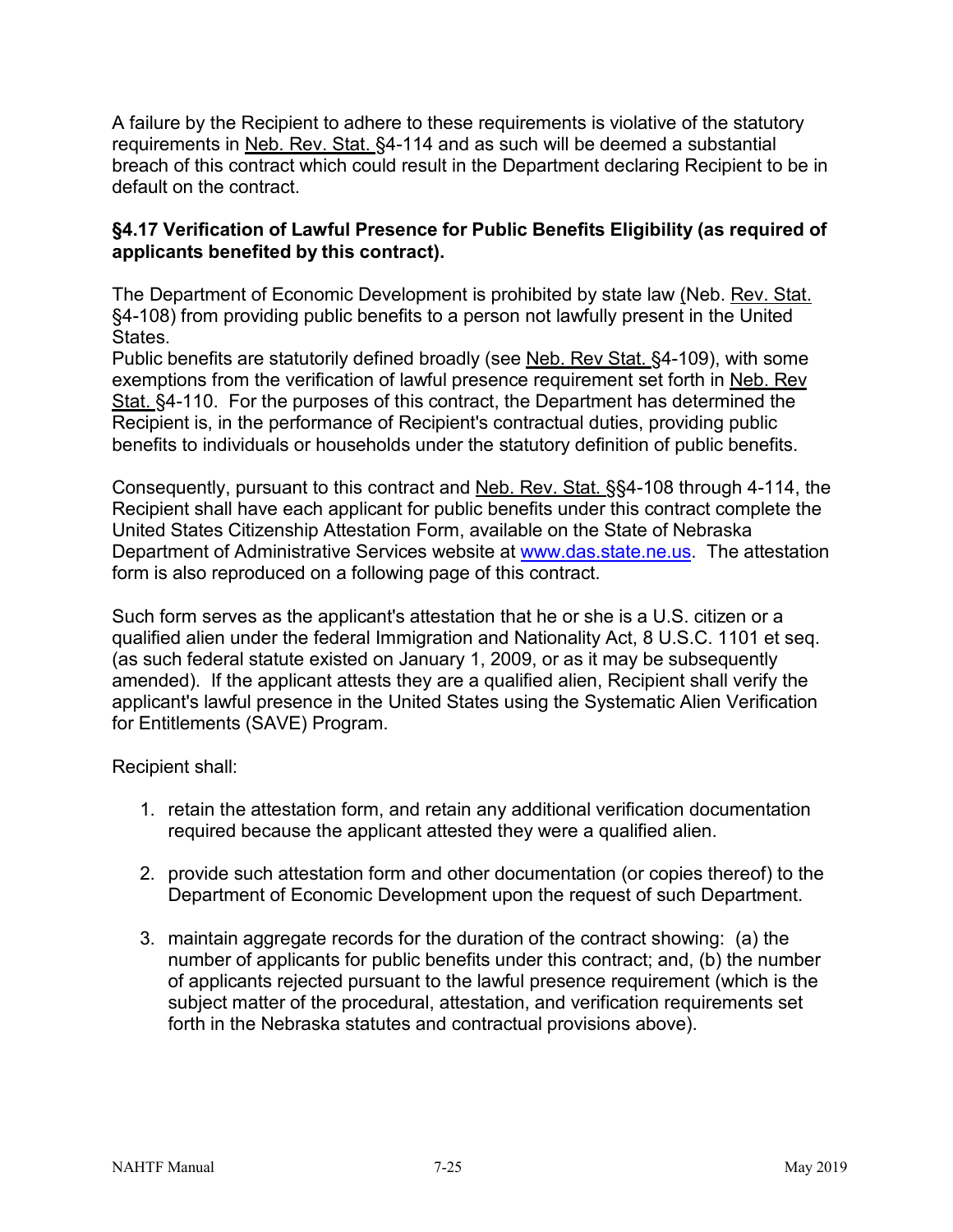A failure by the Recipient to adhere to these requirements is violative of the statutory requirements in Neb. Rev. Stat. §4-114 and as such will be deemed a substantial breach of this contract which could result in the Department declaring Recipient to be in default on the contract.

**§4.17 Verification of Lawful Presence for Public Benefits Eligibility (as required of applicants benefited by this contract).**

The Department of Economic Development is prohibited by state law (Neb. Rev. Stat. §4-108) from providing public benefits to a person not lawfully present in the United States.
Public benefits are statutorily defined broadly (see Neb. Rev Stat. §4-109), with some exemptions from the verification of lawful presence requirement set forth in Neb. Rev Stat. §4-110. For the purposes of this contract, the Department has determined the Recipient is, in the performance of Recipient's contractual duties, providing public benefits to individuals or households under the statutory definition of public benefits.

Consequently, pursuant to this contract and Neb. Rev. Stat. §§4-108 through 4-114, the Recipient shall have each applicant for public benefits under this contract complete the United States Citizenship Attestation Form, available on the State of Nebraska Department of Administrative Services website at www.das.state.ne.us. The attestation form is also reproduced on a following page of this contract.

Such form serves as the applicant's attestation that he or she is a U.S. citizen or a qualified alien under the federal Immigration and Nationality Act, 8 U.S.C. 1101 et seq. (as such federal statute existed on January 1, 2009, or as it may be subsequently amended). If the applicant attests they are a qualified alien, Recipient shall verify the applicant's lawful presence in the United States using the Systematic Alien Verification for Entitlements (SAVE) Program.

Recipient shall:

1. retain the attestation form, and retain any additional verification documentation required because the applicant attested they were a qualified alien.

2. provide such attestation form and other documentation (or copies thereof) to the Department of Economic Development upon the request of such Department.

3. maintain aggregate records for the duration of the contract showing: (a) the number of applicants for public benefits under this contract; and, (b) the number of applicants rejected pursuant to the lawful presence requirement (which is the subject matter of the procedural, attestation, and verification requirements set forth in the Nebraska statutes and contractual provisions above).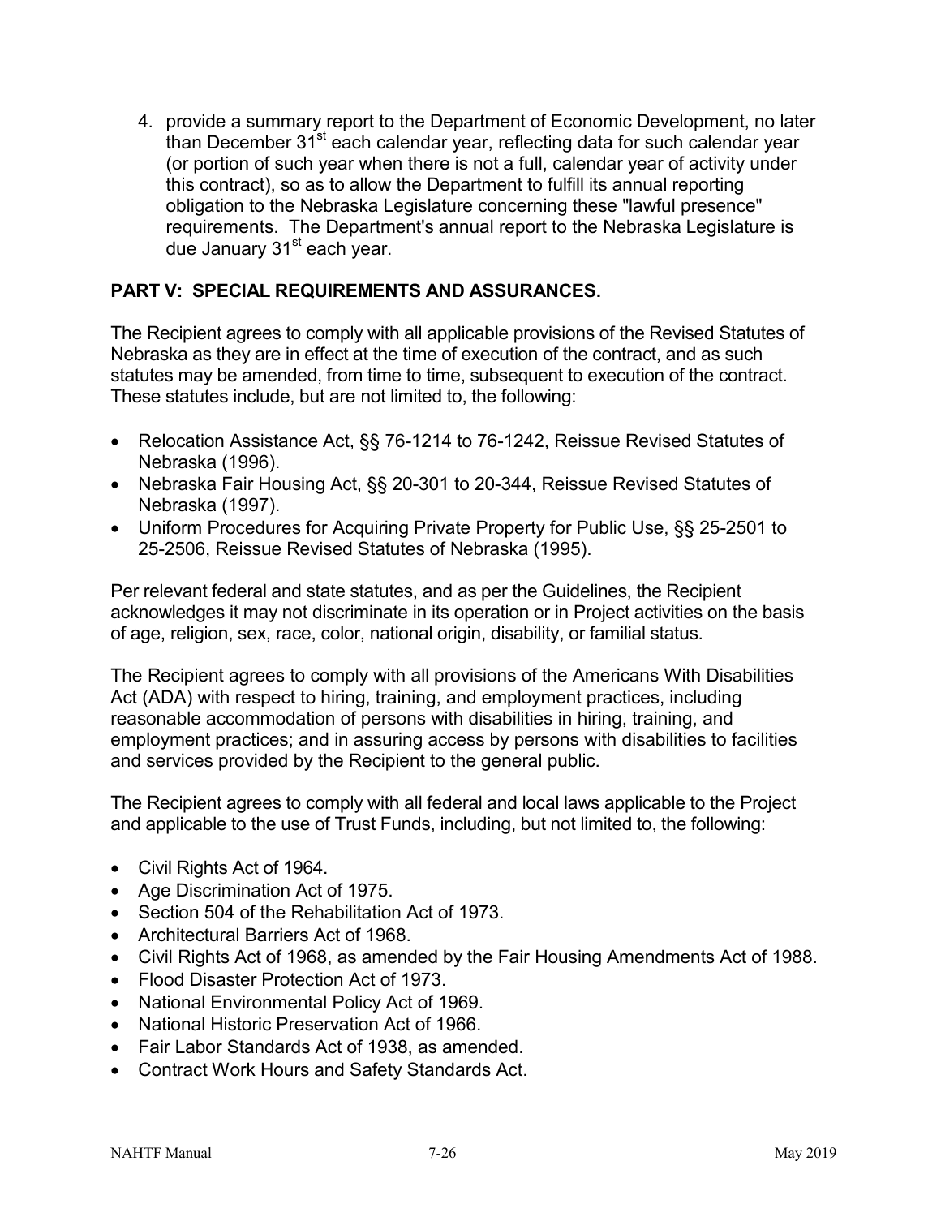4. provide a summary report to the Department of Economic Development, no later than December 31st each calendar year, reflecting data for such calendar year (or portion of such year when there is not a full, calendar year of activity under this contract), so as to allow the Department to fulfill its annual reporting obligation to the Nebraska Legislature concerning these "lawful presence" requirements. The Department's annual report to the Nebraska Legislature is due January 31st each year.

**PART V: SPECIAL REQUIREMENTS AND ASSURANCES.**

The Recipient agrees to comply with all applicable provisions of the Revised Statutes of Nebraska as they are in effect at the time of execution of the contract, and as such statutes may be amended, from time to time, subsequent to execution of the contract. These statutes include, but are not limited to, the following:

- Relocation Assistance Act, §§ 76-1214 to 76-1242, Reissue Revised Statutes of Nebraska (1996).
- Nebraska Fair Housing Act, §§ 20-301 to 20-344, Reissue Revised Statutes of Nebraska (1997).
- Uniform Procedures for Acquiring Private Property for Public Use, §§ 25-2501 to 25-2506, Reissue Revised Statutes of Nebraska (1995).

Per relevant federal and state statutes, and as per the Guidelines, the Recipient acknowledges it may not discriminate in its operation or in Project activities on the basis of age, religion, sex, race, color, national origin, disability, or familial status.

The Recipient agrees to comply with all provisions of the Americans With Disabilities Act (ADA) with respect to hiring, training, and employment practices, including reasonable accommodation of persons with disabilities in hiring, training, and employment practices; and in assuring access by persons with disabilities to facilities and services provided by the Recipient to the general public.

The Recipient agrees to comply with all federal and local laws applicable to the Project and applicable to the use of Trust Funds, including, but not limited to, the following:

- Civil Rights Act of 1964.
- Age Discrimination Act of 1975.
- Section 504 of the Rehabilitation Act of 1973.
- Architectural Barriers Act of 1968.
- Civil Rights Act of 1968, as amended by the Fair Housing Amendments Act of 1988.
- Flood Disaster Protection Act of 1973.
- National Environmental Policy Act of 1969.
- National Historic Preservation Act of 1966.
- Fair Labor Standards Act of 1938, as amended.
- Contract Work Hours and Safety Standards Act.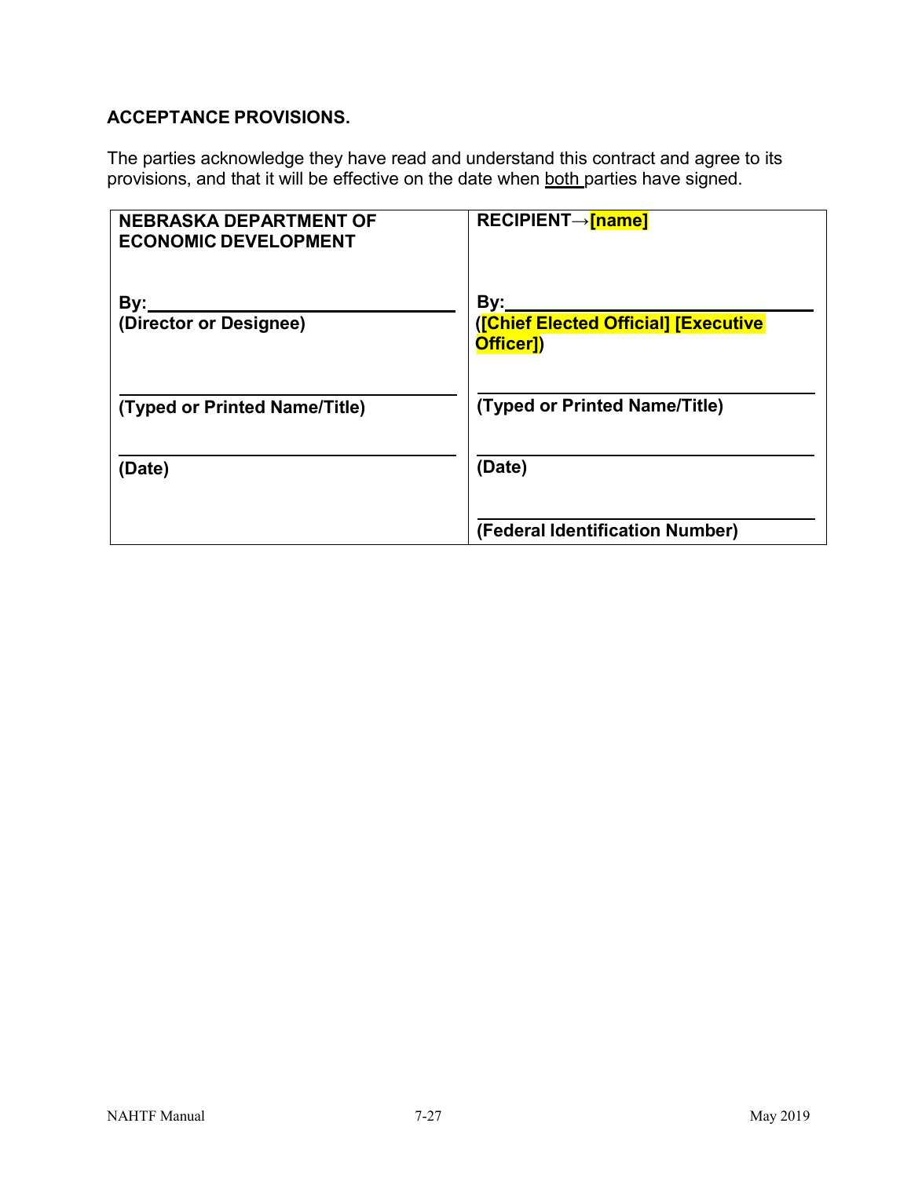**ACCEPTANCE PROVISIONS.**

The parties acknowledge they have read and understand this contract and agree to its provisions, and that it will be effective on the date when both parties have signed.

| **NEBRASKA DEPARTMENT OF ECONOMIC DEVELOPMENT** | **RECIPIENT→[name]** |
|---|---|
| **By:\_\_\_\_\_\_\_\_\_\_\_\_\_\_\_\_\_\_\_\_\_\_\_\_\_\_\_\_**<br>**(Director or Designee)** | **By:\_\_\_\_\_\_\_\_\_\_\_\_\_\_\_\_\_\_\_\_\_\_\_\_\_\_\_\_**<br>**([Chief Elected Official] [Executive Officer])** |
| **\_\_\_\_\_\_\_\_\_\_\_\_\_\_\_\_\_\_\_\_\_\_\_\_\_\_\_\_\_\_**<br>**(Typed or Printed Name/Title)** | **\_\_\_\_\_\_\_\_\_\_\_\_\_\_\_\_\_\_\_\_\_\_\_\_\_\_\_\_\_\_**<br>**(Typed or Printed Name/Title)** |
| **\_\_\_\_\_\_\_\_\_\_\_\_\_\_\_\_\_\_\_\_\_\_\_\_\_\_\_\_\_\_**<br>**(Date)** | **\_\_\_\_\_\_\_\_\_\_\_\_\_\_\_\_\_\_\_\_\_\_\_\_\_\_\_\_\_\_**<br>**(Date)** |
| | **\_\_\_\_\_\_\_\_\_\_\_\_\_\_\_\_\_\_\_\_\_\_\_\_\_\_\_\_\_\_**<br>**(Federal Identification Number)** |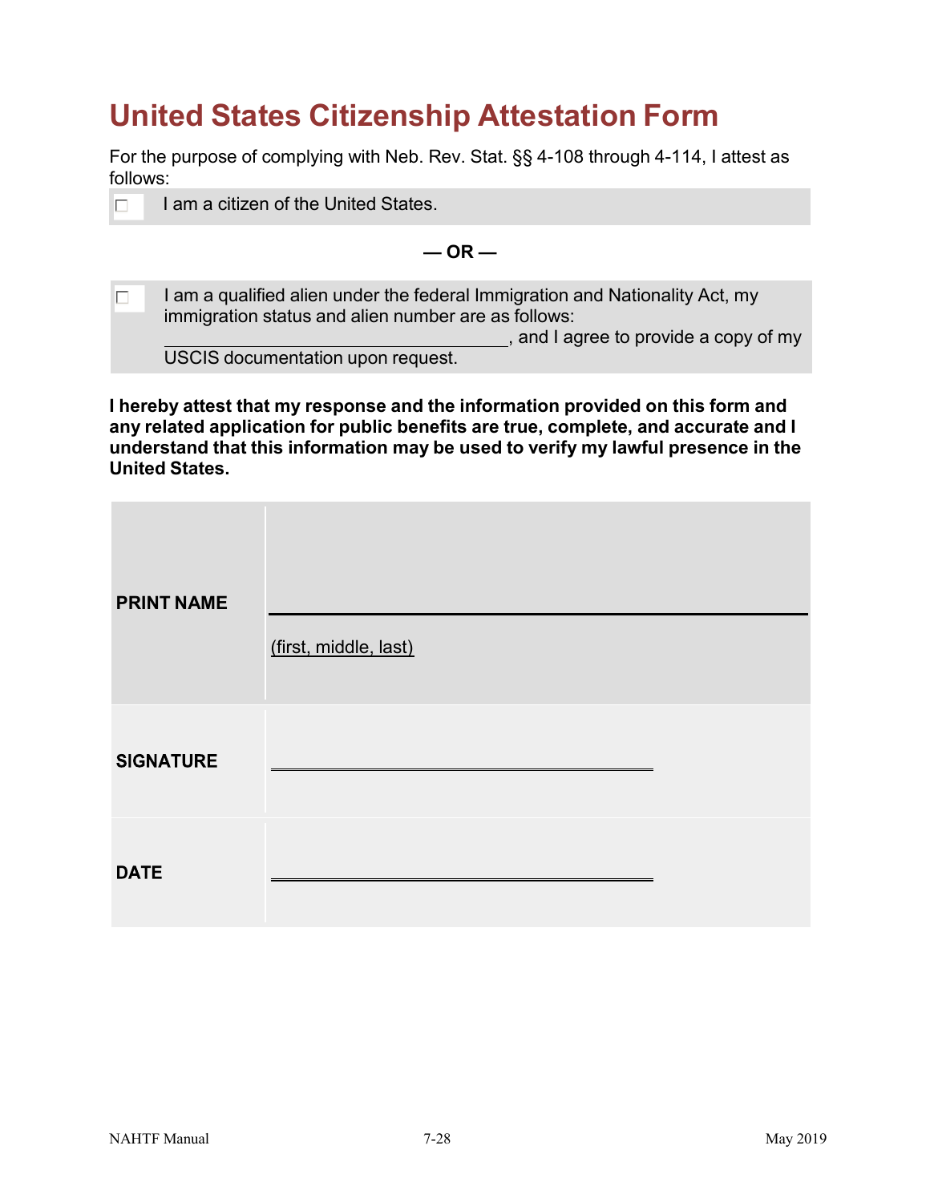# United States Citizenship Attestation Form

For the purpose of complying with Neb. Rev. Stat. §§ 4-108 through 4-114, I attest as follows:

☐ I am a citizen of the United States.

**— OR —**

☐ I am a qualified alien under the federal Immigration and Nationality Act, my immigration status and alien number are as follows: ______________________________, and I agree to provide a copy of my USCIS documentation upon request.

**I hereby attest that my response and the information provided on this form and any related application for public benefits are true, complete, and accurate and I understand that this information may be used to verify my lawful presence in the United States.**

| | |
|---|---|
| **PRINT NAME** | ______________________________ (first, middle, last) |
| **SIGNATURE** | ______________________________ |
| **DATE** | ______________________________ |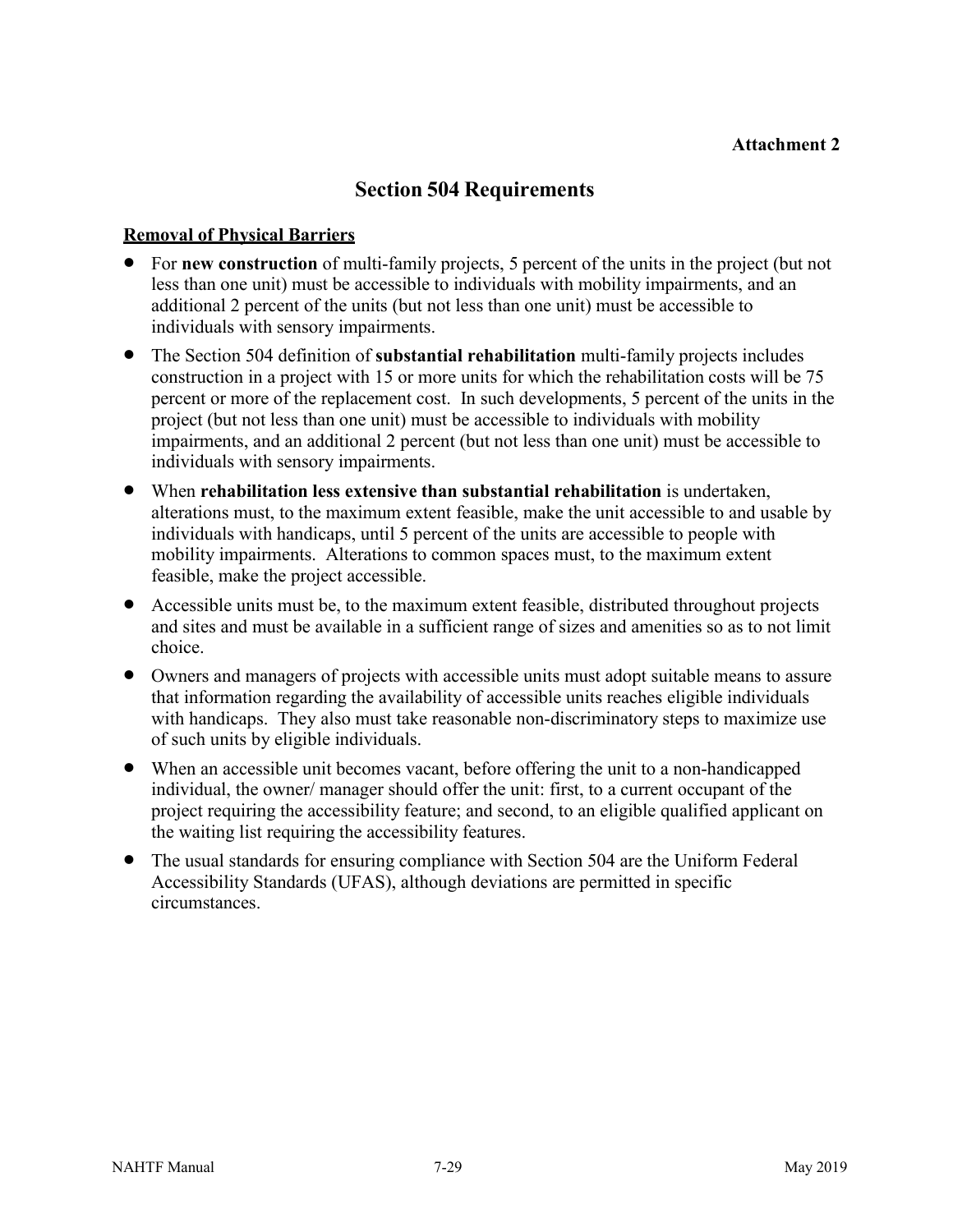**Attachment 2**

# Section 504 Requirements

**Removal of Physical Barriers**

- For **new construction** of multi-family projects, 5 percent of the units in the project (but not less than one unit) must be accessible to individuals with mobility impairments, and an additional 2 percent of the units (but not less than one unit) must be accessible to individuals with sensory impairments.
- The Section 504 definition of **substantial rehabilitation** multi-family projects includes construction in a project with 15 or more units for which the rehabilitation costs will be 75 percent or more of the replacement cost. In such developments, 5 percent of the units in the project (but not less than one unit) must be accessible to individuals with mobility impairments, and an additional 2 percent (but not less than one unit) must be accessible to individuals with sensory impairments.
- When **rehabilitation less extensive than substantial rehabilitation** is undertaken, alterations must, to the maximum extent feasible, make the unit accessible to and usable by individuals with handicaps, until 5 percent of the units are accessible to people with mobility impairments. Alterations to common spaces must, to the maximum extent feasible, make the project accessible.
- Accessible units must be, to the maximum extent feasible, distributed throughout projects and sites and must be available in a sufficient range of sizes and amenities so as to not limit choice.
- Owners and managers of projects with accessible units must adopt suitable means to assure that information regarding the availability of accessible units reaches eligible individuals with handicaps. They also must take reasonable non-discriminatory steps to maximize use of such units by eligible individuals.
- When an accessible unit becomes vacant, before offering the unit to a non-handicapped individual, the owner/ manager should offer the unit: first, to a current occupant of the project requiring the accessibility feature; and second, to an eligible qualified applicant on the waiting list requiring the accessibility features.
- The usual standards for ensuring compliance with Section 504 are the Uniform Federal Accessibility Standards (UFAS), although deviations are permitted in specific circumstances.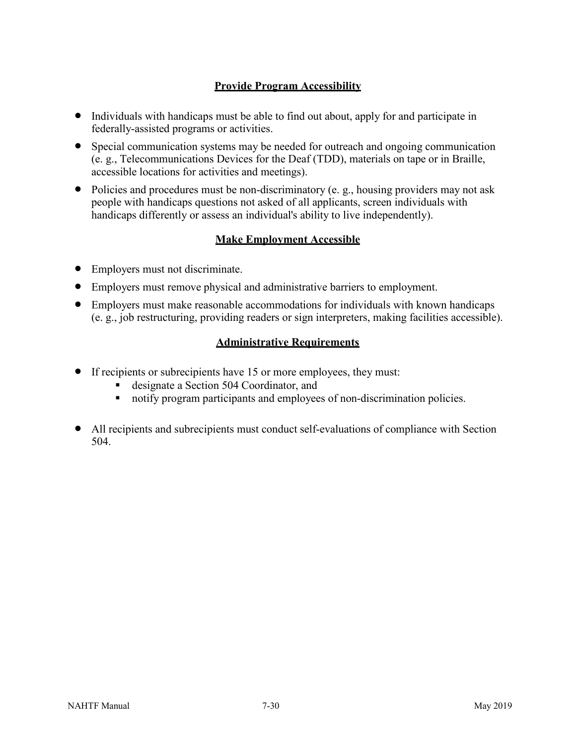## Provide Program Accessibility

- Individuals with handicaps must be able to find out about, apply for and participate in federally-assisted programs or activities.
- Special communication systems may be needed for outreach and ongoing communication (e. g., Telecommunications Devices for the Deaf (TDD), materials on tape or in Braille, accessible locations for activities and meetings).
- Policies and procedures must be non-discriminatory (e. g., housing providers may not ask people with handicaps questions not asked of all applicants, screen individuals with handicaps differently or assess an individual's ability to live independently).

## Make Employment Accessible

- Employers must not discriminate.
- Employers must remove physical and administrative barriers to employment.
- Employers must make reasonable accommodations for individuals with known handicaps (e. g., job restructuring, providing readers or sign interpreters, making facilities accessible).

## Administrative Requirements

- If recipients or subrecipients have 15 or more employees, they must:
  - designate a Section 504 Coordinator, and
  - notify program participants and employees of non-discrimination policies.

- All recipients and subrecipients must conduct self-evaluations of compliance with Section 504.